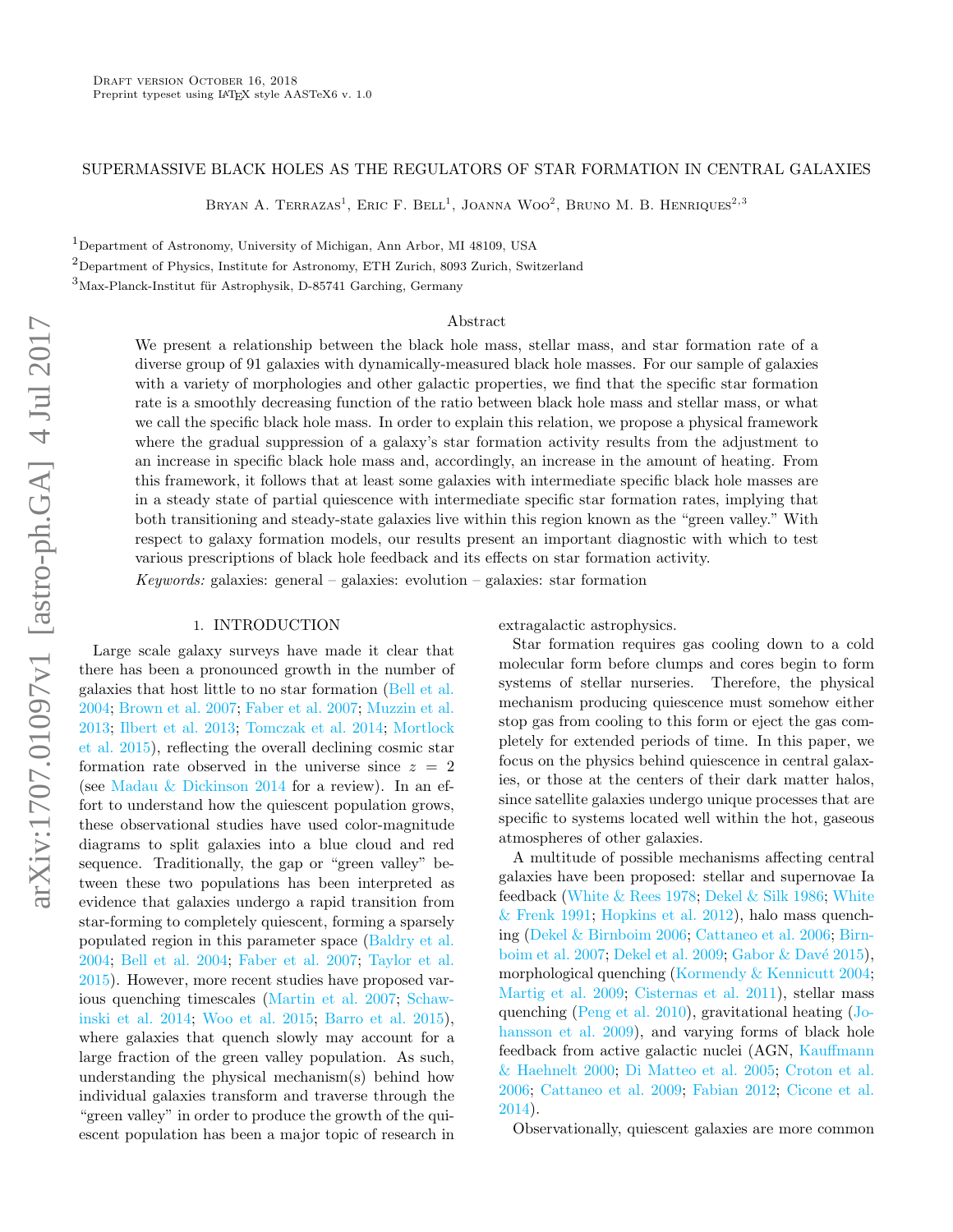Draft version October 16, 2018
Preprint typeset using LaTeX style AASTeX6 v. 1.0

# SUPERMASSIVE BLACK HOLES AS THE REGULATORS OF STAR FORMATION IN CENTRAL GALAXIES

Bryan A. Terrazas[1], Eric F. Bell[1], Joanna Woo[2], Bruno M. B. Henriques[2,3]

[1]Department of Astronomy, University of Michigan, Ann Arbor, MI 48109, USA

[2]Department of Physics, Institute for Astronomy, ETH Zurich, 8093 Zurich, Switzerland

[3]Max-Planck-Institut für Astrophysik, D-85741 Garching, Germany

## Abstract

We present a relationship between the black hole mass, stellar mass, and star formation rate of a diverse group of 91 galaxies with dynamically-measured black hole masses. For our sample of galaxies with a variety of morphologies and other galactic properties, we find that the specific star formation rate is a smoothly decreasing function of the ratio between black hole mass and stellar mass, or what we call the specific black hole mass. In order to explain this relation, we propose a physical framework where the gradual suppression of a galaxy's star formation activity results from the adjustment to an increase in specific black hole mass and, accordingly, an increase in the amount of heating. From this framework, it follows that at least some galaxies with intermediate specific black hole masses are in a steady state of partial quiescence with intermediate specific star formation rates, implying that both transitioning and steady-state galaxies live within this region known as the "green valley." With respect to galaxy formation models, our results present an important diagnostic with which to test various prescriptions of black hole feedback and its effects on star formation activity.

*Keywords:* galaxies: general – galaxies: evolution – galaxies: star formation

## 1. INTRODUCTION

Large scale galaxy surveys have made it clear that there has been a pronounced growth in the number of galaxies that host little to no star formation (Bell et al. 2004; Brown et al. 2007; Faber et al. 2007; Muzzin et al. 2013; Ilbert et al. 2013; Tomczak et al. 2014; Mortlock et al. 2015), reflecting the overall declining cosmic star formation rate observed in the universe since $z = 2$ (see Madau & Dickinson 2014 for a review). In an effort to understand how the quiescent population grows, these observational studies have used color-magnitude diagrams to split galaxies into a blue cloud and red sequence. Traditionally, the gap or "green valley" between these two populations has been interpreted as evidence that galaxies undergo a rapid transition from star-forming to completely quiescent, forming a sparsely populated region in this parameter space (Baldry et al. 2004; Bell et al. 2004; Faber et al. 2007; Taylor et al. 2015). However, more recent studies have proposed various quenching timescales (Martin et al. 2007; Schawinski et al. 2014; Woo et al. 2015; Barro et al. 2015), where galaxies that quench slowly may account for a large fraction of the green valley population. As such, understanding the physical mechanism(s) behind how individual galaxies transform and traverse through the "green valley" in order to produce the growth of the quiescent population has been a major topic of research in extragalactic astrophysics.

Star formation requires gas cooling down to a cold molecular form before clumps and cores begin to form systems of stellar nurseries. Therefore, the physical mechanism producing quiescence must somehow either stop gas from cooling to this form or eject the gas completely for extended periods of time. In this paper, we focus on the physics behind quiescence in central galaxies, or those at the centers of their dark matter halos, since satellite galaxies undergo unique processes that are specific to systems located well within the hot, gaseous atmospheres of other galaxies.

A multitude of possible mechanisms affecting central galaxies have been proposed: stellar and supernovae Ia feedback (White & Rees 1978; Dekel & Silk 1986; White & Frenk 1991; Hopkins et al. 2012), halo mass quenching (Dekel & Birnboim 2006; Cattaneo et al. 2006; Birnboim et al. 2007; Dekel et al. 2009; Gabor & Davé 2015), morphological quenching (Kormendy & Kennicutt 2004; Martig et al. 2009; Cisternas et al. 2011), stellar mass quenching (Peng et al. 2010), gravitational heating (Johansson et al. 2009), and varying forms of black hole feedback from active galactic nuclei (AGN, Kauffmann & Haehnelt 2000; Di Matteo et al. 2005; Croton et al. 2006; Cattaneo et al. 2009; Fabian 2012; Cicone et al. 2014).

Observationally, quiescent galaxies are more common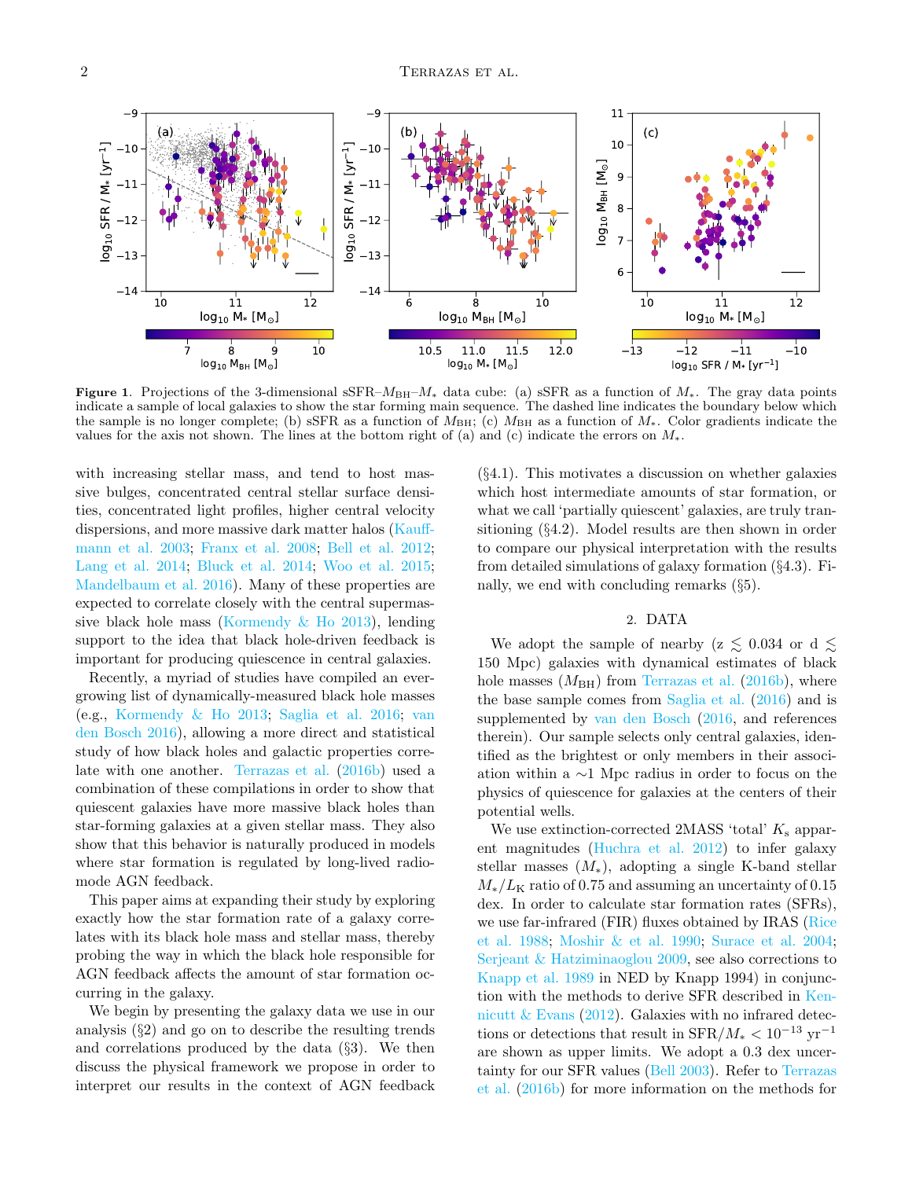**Figure 1.** Projections of the 3-dimensional sSFR–$M_{\rm BH}$–$M_*$ data cube: (a) sSFR as a function of $M_*$. The gray data points indicate a sample of local galaxies to show the star forming main sequence. The dashed line indicates the boundary below which the sample is no longer complete; (b) sSFR as a function of $M_{\rm BH}$; (c) $M_{\rm BH}$ as a function of $M_*$. Color gradients indicate the values for the axis not shown. The lines at the bottom right of (a) and (c) indicate the errors on $M_*$.

with increasing stellar mass, and tend to host massive bulges, concentrated central stellar surface densities, concentrated light profiles, higher central velocity dispersions, and more massive dark matter halos (Kauffmann et al. 2003; Franx et al. 2008; Bell et al. 2012; Lang et al. 2014; Bluck et al. 2014; Woo et al. 2015; Mandelbaum et al. 2016). Many of these properties are expected to correlate closely with the central supermassive black hole mass (Kormendy & Ho 2013), lending support to the idea that black hole-driven feedback is important for producing quiescence in central galaxies.

Recently, a myriad of studies have compiled an ever-growing list of dynamically-measured black hole masses (e.g., Kormendy & Ho 2013; Saglia et al. 2016; van den Bosch 2016), allowing a more direct and statistical study of how black holes and galactic properties correlate with one another. Terrazas et al. (2016b) used a combination of these compilations in order to show that quiescent galaxies have more massive black holes than star-forming galaxies at a given stellar mass. They also show that this behavior is naturally produced in models where star formation is regulated by long-lived radio-mode AGN feedback.

This paper aims at expanding their study by exploring exactly how the star formation rate of a galaxy correlates with its black hole mass and stellar mass, thereby probing the way in which the black hole responsible for AGN feedback affects the amount of star formation occurring in the galaxy.

We begin by presenting the galaxy data we use in our analysis (§2) and go on to describe the resulting trends and correlations produced by the data (§3). We then discuss the physical framework we propose in order to interpret our results in the context of AGN feedback (§4.1). This motivates a discussion on whether galaxies which host intermediate amounts of star formation, or what we call 'partially quiescent' galaxies, are truly transitioning (§4.2). Model results are then shown in order to compare our physical interpretation with the results from detailed simulations of galaxy formation (§4.3). Finally, we end with concluding remarks (§5).

## 2. DATA

We adopt the sample of nearby ($z \lesssim 0.034$ or $d \lesssim 150$ Mpc) galaxies with dynamical estimates of black hole masses ($M_{\rm BH}$) from Terrazas et al. (2016b), where the base sample comes from Saglia et al. (2016) and is supplemented by van den Bosch (2016, and references therein). Our sample selects only central galaxies, identified as the brightest or only members in their association within a $\sim$1 Mpc radius in order to focus on the physics of quiescence for galaxies at the centers of their potential wells.

We use extinction-corrected 2MASS 'total' $K_{\rm s}$ apparent magnitudes (Huchra et al. 2012) to infer galaxy stellar masses ($M_*$), adopting a single K-band stellar $M_*/L_{\rm K}$ ratio of 0.75 and assuming an uncertainty of 0.15 dex. In order to calculate star formation rates (SFRs), we use far-infrared (FIR) fluxes obtained by IRAS (Rice et al. 1988; Moshir & et al. 1990; Surace et al. 2004; Serjeant & Hatziminaoglou 2009, see also corrections to Knapp et al. 1989 in NED by Knapp 1994) in conjunction with the methods to derive SFR described in Kennicutt & Evans (2012). Galaxies with no infrared detections or detections that result in SFR/$M_* < 10^{-13}$ yr$^{-1}$ are shown as upper limits. We adopt a 0.3 dex uncertainty for our SFR values (Bell 2003). Refer to Terrazas et al. (2016b) for more information on the methods for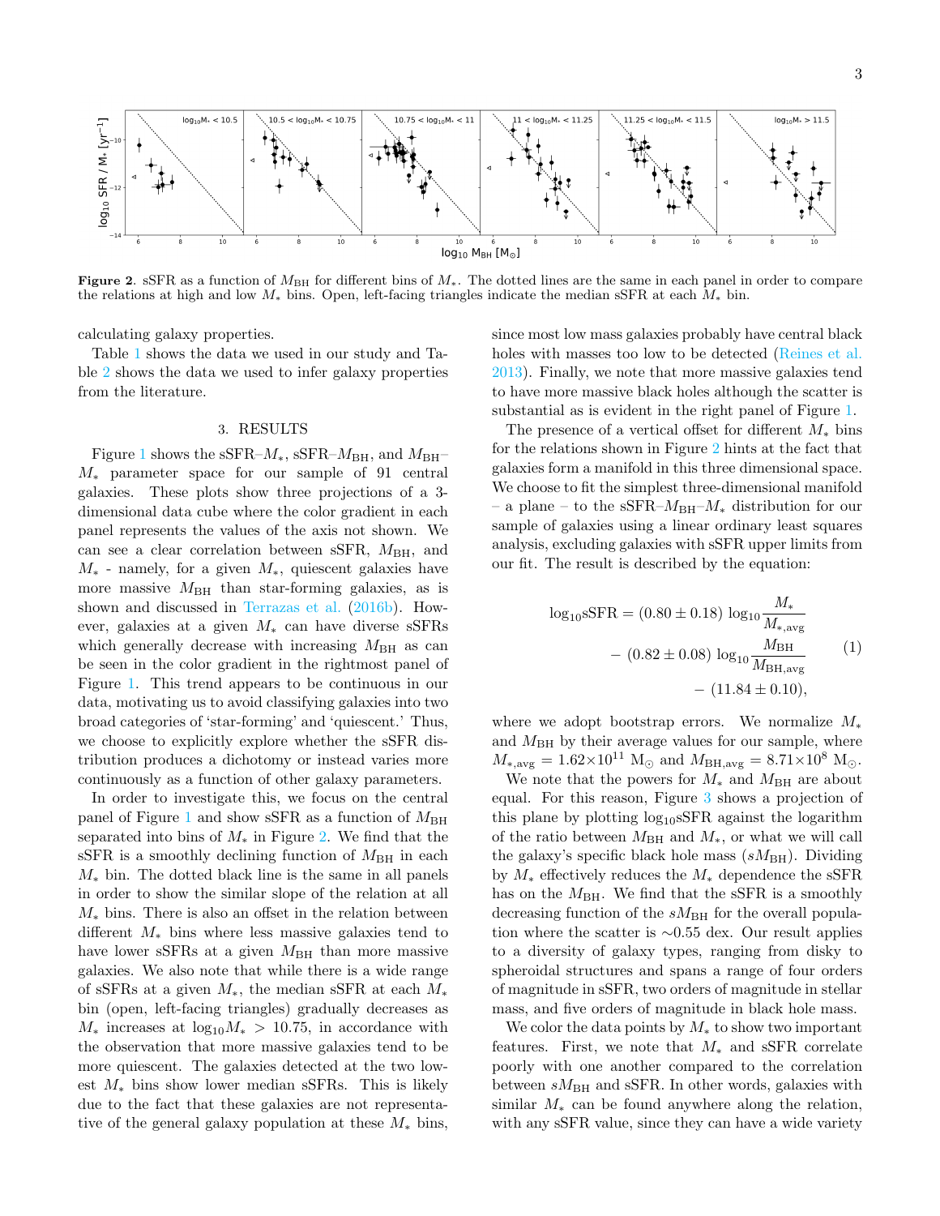**Figure 2.** sSFR as a function of $M_{\rm BH}$ for different bins of $M_*$. The dotted lines are the same in each panel in order to compare the relations at high and low $M_*$ bins. Open, left-facing triangles indicate the median sSFR at each $M_*$ bin.

calculating galaxy properties.

Table 1 shows the data we used in our study and Table 2 shows the data we used to infer galaxy properties from the literature.

## 3. RESULTS

Figure 1 shows the sSFR–$M_*$, sSFR–$M_{\rm BH}$, and $M_{\rm BH}$–$M_*$ parameter space for our sample of 91 central galaxies. These plots show three projections of a 3-dimensional data cube where the color gradient in each panel represents the values of the axis not shown. We can see a clear correlation between sSFR, $M_{\rm BH}$, and $M_*$ - namely, for a given $M_*$, quiescent galaxies have more massive $M_{\rm BH}$ than star-forming galaxies, as is shown and discussed in Terrazas et al. (2016b). However, galaxies at a given $M_*$ can have diverse sSFRs which generally decrease with increasing $M_{\rm BH}$ as can be seen in the color gradient in the rightmost panel of Figure 1. This trend appears to be continuous in our data, motivating us to avoid classifying galaxies into two broad categories of 'star-forming' and 'quiescent.' Thus, we choose to explicitly explore whether the sSFR distribution produces a dichotomy or instead varies more continuously as a function of other galaxy parameters.

In order to investigate this, we focus on the central panel of Figure 1 and show sSFR as a function of $M_{\rm BH}$ separated into bins of $M_*$ in Figure 2. We find that the sSFR is a smoothly declining function of $M_{\rm BH}$ in each $M_*$ bin. The dotted black line is the same in all panels in order to show the similar slope of the relation at all $M_*$ bins. There is also an offset in the relation between different $M_*$ bins where less massive galaxies tend to have lower sSFRs at a given $M_{\rm BH}$ than more massive galaxies. We also note that while there is a wide range of sSFRs at a given $M_*$, the median sSFR at each $M_*$ bin (open, left-facing triangles) gradually decreases as $M_*$ increases at $\log_{10}M_* > 10.75$, in accordance with the observation that more massive galaxies tend to be more quiescent. The galaxies detected at the two lowest $M_*$ bins show lower median sSFRs. This is likely due to the fact that these galaxies are not representative of the general galaxy population at these $M_*$ bins, since most low mass galaxies probably have central black holes with masses too low to be detected (Reines et al. 2013). Finally, we note that more massive galaxies tend to have more massive black holes although the scatter is substantial as is evident in the right panel of Figure 1.

The presence of a vertical offset for different $M_*$ bins for the relations shown in Figure 2 hints at the fact that galaxies form a manifold in this three dimensional space. We choose to fit the simplest three-dimensional manifold – a plane – to the sSFR–$M_{\rm BH}$–$M_*$ distribution for our sample of galaxies using a linear ordinary least squares analysis, excluding galaxies with sSFR upper limits from our fit. The result is described by the equation:

$$\begin{aligned}
\log_{10}\text{sSFR} = &(0.80 \pm 0.18)\,\log_{10}\frac{M_*}{M_{*,\rm avg}} \\
&- (0.82 \pm 0.08)\,\log_{10}\frac{M_{\rm BH}}{M_{\rm BH,avg}} \\
&- (11.84 \pm 0.10),
\end{aligned} \tag{1}$$

where we adopt bootstrap errors. We normalize $M_*$ and $M_{\rm BH}$ by their average values for our sample, where $M_{*,\rm avg} = 1.62{\times}10^{11}$ M$_\odot$ and $M_{\rm BH,avg} = 8.71{\times}10^{8}$ M$_\odot$.

We note that the powers for $M_*$ and $M_{\rm BH}$ are about equal. For this reason, Figure 3 shows a projection of this plane by plotting $\log_{10}$sSFR against the logarithm of the ratio between $M_{\rm BH}$ and $M_*$, or what we will call the galaxy's specific black hole mass ($sM_{\rm BH}$). Dividing by $M_*$ effectively reduces the $M_*$ dependence the sSFR has on the $M_{\rm BH}$. We find that the sSFR is a smoothly decreasing function of the $sM_{\rm BH}$ for the overall population where the scatter is ~0.55 dex. Our result applies to a diversity of galaxy types, ranging from disky to spheroidal structures and spans a range of four orders of magnitude in sSFR, two orders of magnitude in stellar mass, and five orders of magnitude in black hole mass.

We color the data points by $M_*$ to show two important features. First, we note that $M_*$ and sSFR correlate poorly with one another compared to the correlation between $sM_{\rm BH}$ and sSFR. In other words, galaxies with similar $M_*$ can be found anywhere along the relation, with any sSFR value, since they can have a wide variety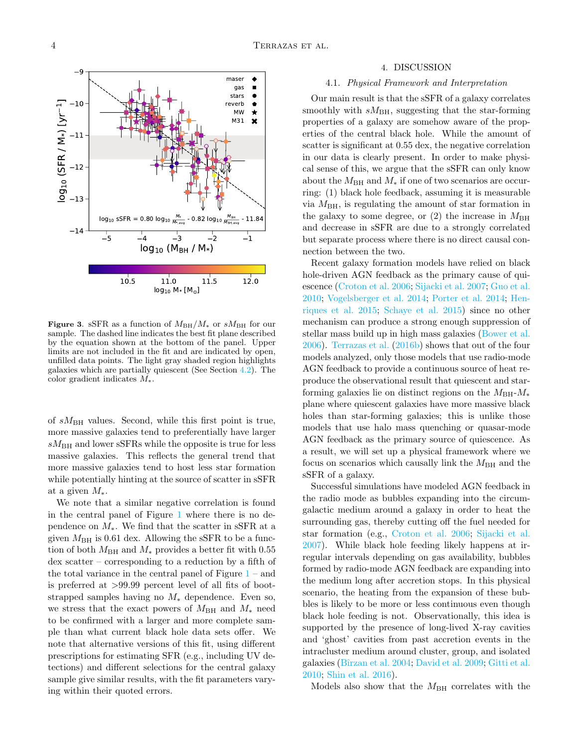**Figure 3**. sSFR as a function of $M_{\rm BH}/M_*$ or $sM_{\rm BH}$ for our sample. The dashed line indicates the best fit plane described by the equation shown at the bottom of the panel. Upper limits are not included in the fit and are indicated by open, unfilled data points. The light gray shaded region highlights galaxies which are partially quiescent (See Section 4.2). The color gradient indicates $M_*$.

of $sM_{\rm BH}$ values. Second, while this first point is true, more massive galaxies tend to preferentially have larger $sM_{\rm BH}$ and lower sSFRs while the opposite is true for less massive galaxies. This reflects the general trend that more massive galaxies tend to host less star formation while potentially hinting at the source of scatter in sSFR at a given $M_*$.

We note that a similar negative correlation is found in the central panel of Figure 1 where there is no dependence on $M_*$. We find that the scatter in sSFR at a given $M_{\rm BH}$ is 0.61 dex. Allowing the sSFR to be a function of both $M_{\rm BH}$ and $M_*$ provides a better fit with 0.55 dex scatter – corresponding to a reduction by a fifth of the total variance in the central panel of Figure 1 – and is preferred at >99.99 percent level of all fits of bootstrapped samples having no $M_*$ dependence. Even so, we stress that the exact powers of $M_{\rm BH}$ and $M_*$ need to be confirmed with a larger and more complete sample than what current black hole data sets offer. We note that alternative versions of this fit, using different prescriptions for estimating SFR (e.g., including UV detections) and different selections for the central galaxy sample give similar results, with the fit parameters varying within their quoted errors.

## 4. DISCUSSION

### 4.1. *Physical Framework and Interpretation*

Our main result is that the sSFR of a galaxy correlates smoothly with $sM_{\rm BH}$, suggesting that the star-forming properties of a galaxy are somehow aware of the properties of the central black hole. While the amount of scatter is significant at 0.55 dex, the negative correlation in our data is clearly present. In order to make physical sense of this, we argue that the sSFR can only know about the $M_{\rm BH}$ and $M_*$ if one of two scenarios are occurring: (1) black hole feedback, assuming it is measurable via $M_{\rm BH}$, is regulating the amount of star formation in the galaxy to some degree, or (2) the increase in $M_{\rm BH}$ and decrease in sSFR are due to a strongly correlated but separate process where there is no direct causal connection between the two.

Recent galaxy formation models have relied on black hole-driven AGN feedback as the primary cause of quiescence (Croton et al. 2006; Sijacki et al. 2007; Guo et al. 2010; Vogelsberger et al. 2014; Porter et al. 2014; Henriques et al. 2015; Schaye et al. 2015) since no other mechanism can produce a strong enough suppression of stellar mass build up in high mass galaxies (Bower et al. 2006). Terrazas et al. (2016b) shows that out of the four models analyzed, only those models that use radio-mode AGN feedback to provide a continuous source of heat reproduce the observational result that quiescent and star-forming galaxies lie on distinct regions on the $M_{\rm BH}$-$M_*$ plane where quiescent galaxies have more massive black holes than star-forming galaxies; this is unlike those models that use halo mass quenching or quasar-mode AGN feedback as the primary source of quiescence. As a result, we will set up a physical framework where we focus on scenarios which causally link the $M_{\rm BH}$ and the sSFR of a galaxy.

Successful simulations have modeled AGN feedback in the radio mode as bubbles expanding into the circumgalactic medium around a galaxy in order to heat the surrounding gas, thereby cutting off the fuel needed for star formation (e.g., Croton et al. 2006; Sijacki et al. 2007). While black hole feeding likely happens at irregular intervals depending on gas availability, bubbles formed by radio-mode AGN feedback are expanding into the medium long after accretion stops. In this physical scenario, the heating from the expansion of these bubbles is likely to be more or less continuous even though black hole feeding is not. Observationally, this idea is supported by the presence of long-lived X-ray cavities and 'ghost' cavities from past accretion events in the intracluster medium around cluster, group, and isolated galaxies (Bîrzan et al. 2004; David et al. 2009; Gitti et al. 2010; Shin et al. 2016).

Models also show that the $M_{\rm BH}$ correlates with the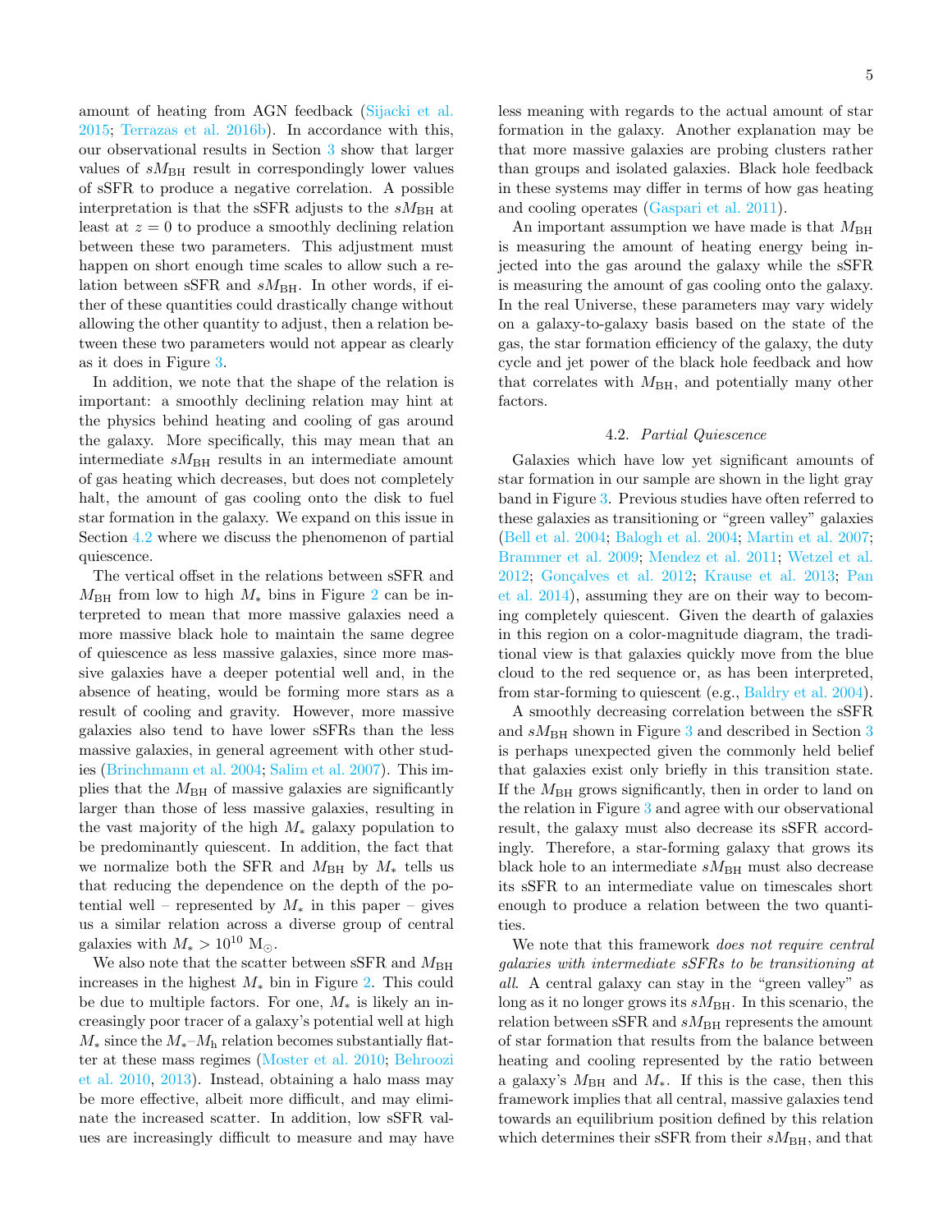amount of heating from AGN feedback (Sijacki et al. 2015; Terrazas et al. 2016b). In accordance with this, our observational results in Section 3 show that larger values of $sM_{\rm BH}$ result in correspondingly lower values of sSFR to produce a negative correlation. A possible interpretation is that the sSFR adjusts to the $sM_{\rm BH}$ at least at $z = 0$ to produce a smoothly declining relation between these two parameters. This adjustment must happen on short enough time scales to allow such a relation between sSFR and $sM_{\rm BH}$. In other words, if either of these quantities could drastically change without allowing the other quantity to adjust, then a relation between these two parameters would not appear as clearly as it does in Figure 3.

In addition, we note that the shape of the relation is important: a smoothly declining relation may hint at the physics behind heating and cooling of gas around the galaxy. More specifically, this may mean that an intermediate $sM_{\rm BH}$ results in an intermediate amount of gas heating which decreases, but does not completely halt, the amount of gas cooling onto the disk to fuel star formation in the galaxy. We expand on this issue in Section 4.2 where we discuss the phenomenon of partial quiescence.

The vertical offset in the relations between sSFR and $M_{\rm BH}$ from low to high $M_*$ bins in Figure 2 can be interpreted to mean that more massive galaxies need a more massive black hole to maintain the same degree of quiescence as less massive galaxies, since more massive galaxies have a deeper potential well and, in the absence of heating, would be forming more stars as a result of cooling and gravity. However, more massive galaxies also tend to have lower sSFRs than the less massive galaxies, in general agreement with other studies (Brinchmann et al. 2004; Salim et al. 2007). This implies that the $M_{\rm BH}$ of massive galaxies are significantly larger than those of less massive galaxies, resulting in the vast majority of the high $M_*$ galaxy population to be predominantly quiescent. In addition, the fact that we normalize both the SFR and $M_{\rm BH}$ by $M_*$ tells us that reducing the dependence on the depth of the potential well – represented by $M_*$ in this paper – gives us a similar relation across a diverse group of central galaxies with $M_* > 10^{10}$ M$_\odot$.

We also note that the scatter between sSFR and $M_{\rm BH}$ increases in the highest $M_*$ bin in Figure 2. This could be due to multiple factors. For one, $M_*$ is likely an increasingly poor tracer of a galaxy's potential well at high $M_*$ since the $M_*$–$M_{\rm h}$ relation becomes substantially flatter at these mass regimes (Moster et al. 2010; Behroozi et al. 2010, 2013). Instead, obtaining a halo mass may be more effective, albeit more difficult, and may eliminate the increased scatter. In addition, low sSFR values are increasingly difficult to measure and may have less meaning with regards to the actual amount of star formation in the galaxy. Another explanation may be that more massive galaxies are probing clusters rather than groups and isolated galaxies. Black hole feedback in these systems may differ in terms of how gas heating and cooling operates (Gaspari et al. 2011).

An important assumption we have made is that $M_{\rm BH}$ is measuring the amount of heating energy being injected into the gas around the galaxy while the sSFR is measuring the amount of gas cooling onto the galaxy. In the real Universe, these parameters may vary widely on a galaxy-to-galaxy basis based on the state of the gas, the star formation efficiency of the galaxy, the duty cycle and jet power of the black hole feedback and how that correlates with $M_{\rm BH}$, and potentially many other factors.

### 4.2. *Partial Quiescence*

Galaxies which have low yet significant amounts of star formation in our sample are shown in the light gray band in Figure 3. Previous studies have often referred to these galaxies as transitioning or "green valley" galaxies (Bell et al. 2004; Balogh et al. 2004; Martin et al. 2007; Brammer et al. 2009; Mendez et al. 2011; Wetzel et al. 2012; Gonçalves et al. 2012; Krause et al. 2013; Pan et al. 2014), assuming they are on their way to becoming completely quiescent. Given the dearth of galaxies in this region on a color-magnitude diagram, the traditional view is that galaxies quickly move from the blue cloud to the red sequence or, as has been interpreted, from star-forming to quiescent (e.g., Baldry et al. 2004).

A smoothly decreasing correlation between the sSFR and $sM_{\rm BH}$ shown in Figure 3 and described in Section 3 is perhaps unexpected given the commonly held belief that galaxies exist only briefly in this transition state. If the $M_{\rm BH}$ grows significantly, then in order to land on the relation in Figure 3 and agree with our observational result, the galaxy must also decrease its sSFR accordingly. Therefore, a star-forming galaxy that grows its black hole to an intermediate $sM_{\rm BH}$ must also decrease its sSFR to an intermediate value on timescales short enough to produce a relation between the two quantities.

We note that this framework *does not require central galaxies with intermediate sSFRs to be transitioning at all*. A central galaxy can stay in the "green valley" as long as it no longer grows its $sM_{\rm BH}$. In this scenario, the relation between sSFR and $sM_{\rm BH}$ represents the amount of star formation that results from the balance between heating and cooling represented by the ratio between a galaxy's $M_{\rm BH}$ and $M_*$. If this is the case, then this framework implies that all central, massive galaxies tend towards an equilibrium position defined by this relation which determines their sSFR from their $sM_{\rm BH}$, and that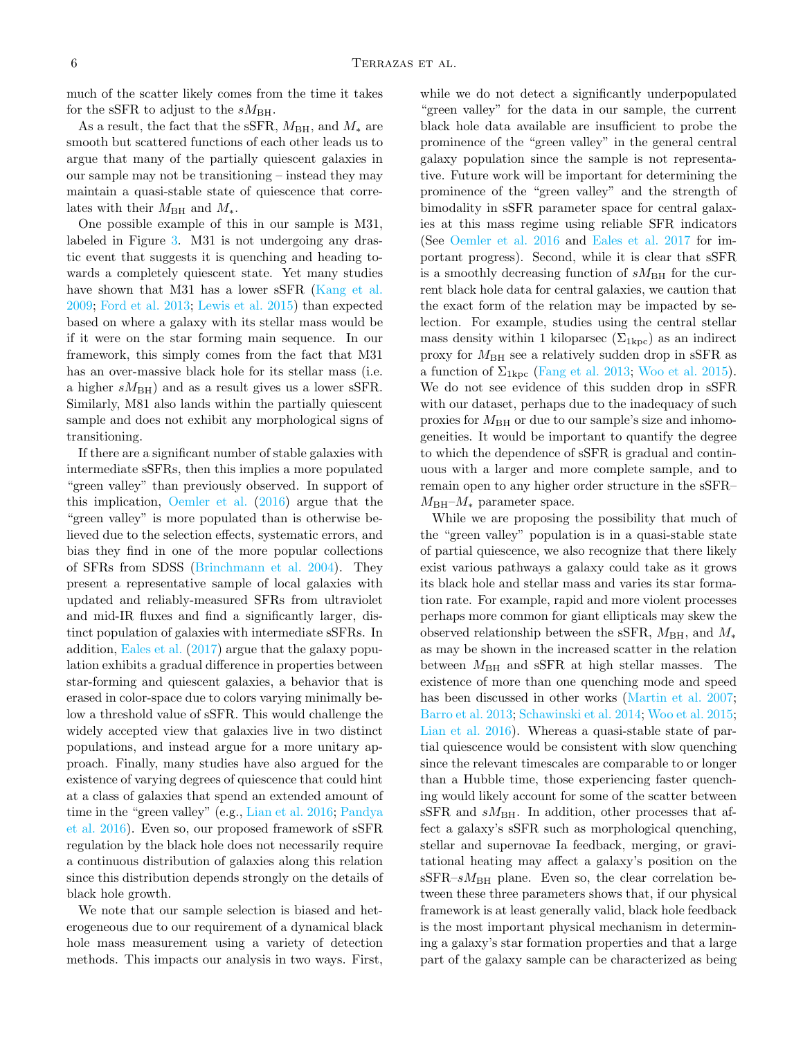much of the scatter likely comes from the time it takes for the sSFR to adjust to the $sM_{\rm BH}$.

As a result, the fact that the sSFR, $M_{\rm BH}$, and $M_*$ are smooth but scattered functions of each other leads us to argue that many of the partially quiescent galaxies in our sample may not be transitioning – instead they may maintain a quasi-stable state of quiescence that correlates with their $M_{\rm BH}$ and $M_*$.

One possible example of this in our sample is M31, labeled in Figure 3. M31 is not undergoing any drastic event that suggests it is quenching and heading towards a completely quiescent state. Yet many studies have shown that M31 has a lower sSFR (Kang et al. 2009; Ford et al. 2013; Lewis et al. 2015) than expected based on where a galaxy with its stellar mass would be if it were on the star forming main sequence. In our framework, this simply comes from the fact that M31 has an over-massive black hole for its stellar mass (i.e. a higher $sM_{\rm BH}$) and as a result gives us a lower sSFR. Similarly, M81 also lands within the partially quiescent sample and does not exhibit any morphological signs of transitioning.

If there are a significant number of stable galaxies with intermediate sSFRs, then this implies a more populated "green valley" than previously observed. In support of this implication, Oemler et al. (2016) argue that the "green valley" is more populated than is otherwise believed due to the selection effects, systematic errors, and bias they find in one of the more popular collections of SFRs from SDSS (Brinchmann et al. 2004). They present a representative sample of local galaxies with updated and reliably-measured SFRs from ultraviolet and mid-IR fluxes and find a significantly larger, distinct population of galaxies with intermediate sSFRs. In addition, Eales et al. (2017) argue that the galaxy population exhibits a gradual difference in properties between star-forming and quiescent galaxies, a behavior that is erased in color-space due to colors varying minimally below a threshold value of sSFR. This would challenge the widely accepted view that galaxies live in two distinct populations, and instead argue for a more unitary approach. Finally, many studies have also argued for the existence of varying degrees of quiescence that could hint at a class of galaxies that spend an extended amount of time in the "green valley" (e.g., Lian et al. 2016; Pandya et al. 2016). Even so, our proposed framework of sSFR regulation by the black hole does not necessarily require a continuous distribution of galaxies along this relation since this distribution depends strongly on the details of black hole growth.

We note that our sample selection is biased and heterogeneous due to our requirement of a dynamical black hole mass measurement using a variety of detection methods. This impacts our analysis in two ways. First, while we do not detect a significantly underpopulated "green valley" for the data in our sample, the current black hole data available are insufficient to probe the prominence of the "green valley" in the general central galaxy population since the sample is not representative. Future work will be important for determining the prominence of the "green valley" and the strength of bimodality in sSFR parameter space for central galaxies at this mass regime using reliable SFR indicators (See Oemler et al. 2016 and Eales et al. 2017 for important progress). Second, while it is clear that sSFR is a smoothly decreasing function of $sM_{\rm BH}$ for the current black hole data for central galaxies, we caution that the exact form of the relation may be impacted by selection. For example, studies using the central stellar mass density within 1 kiloparsec ($\Sigma_{\rm 1kpc}$) as an indirect proxy for $M_{\rm BH}$ see a relatively sudden drop in sSFR as a function of $\Sigma_{\rm 1kpc}$ (Fang et al. 2013; Woo et al. 2015). We do not see evidence of this sudden drop in sSFR with our dataset, perhaps due to the inadequacy of such proxies for $M_{\rm BH}$ or due to our sample's size and inhomogeneities. It would be important to quantify the degree to which the dependence of sSFR is gradual and continuous with a larger and more complete sample, and to remain open to any higher order structure in the sSFR–$M_{\rm BH}$–$M_*$ parameter space.

While we are proposing the possibility that much of the "green valley" population is in a quasi-stable state of partial quiescence, we also recognize that there likely exist various pathways a galaxy could take as it grows its black hole and stellar mass and varies its star formation rate. For example, rapid and more violent processes perhaps more common for giant ellipticals may skew the observed relationship between the sSFR, $M_{\rm BH}$, and $M_*$ as may be shown in the increased scatter in the relation between $M_{\rm BH}$ and sSFR at high stellar masses. The existence of more than one quenching mode and speed has been discussed in other works (Martin et al. 2007; Barro et al. 2013; Schawinski et al. 2014; Woo et al. 2015; Lian et al. 2016). Whereas a quasi-stable state of partial quiescence would be consistent with slow quenching since the relevant timescales are comparable to or longer than a Hubble time, those experiencing faster quenching would likely account for some of the scatter between sSFR and $sM_{\rm BH}$. In addition, other processes that affect a galaxy's sSFR such as morphological quenching, stellar and supernovae Ia feedback, merging, or gravitational heating may affect a galaxy's position on the sSFR–$sM_{\rm BH}$ plane. Even so, the clear correlation between these three parameters shows that, if our physical framework is at least generally valid, black hole feedback is the most important physical mechanism in determining a galaxy's star formation properties and that a large part of the galaxy sample can be characterized as being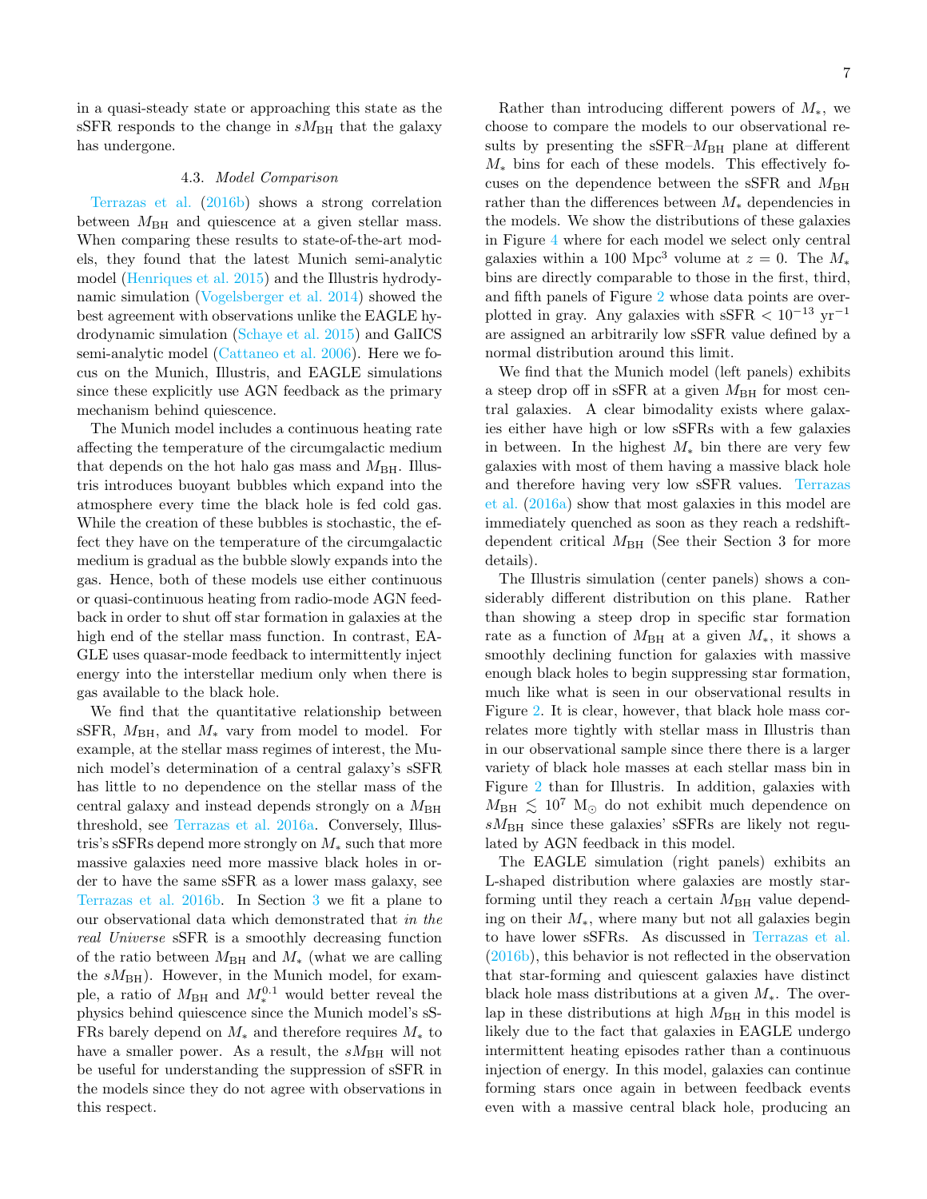in a quasi-steady state or approaching this state as the sSFR responds to the change in $sM_{\rm BH}$ that the galaxy has undergone.

### 4.3. *Model Comparison*

Terrazas et al. (2016b) shows a strong correlation between $M_{\rm BH}$ and quiescence at a given stellar mass. When comparing these results to state-of-the-art models, they found that the latest Munich semi-analytic model (Henriques et al. 2015) and the Illustris hydrodynamic simulation (Vogelsberger et al. 2014) showed the best agreement with observations unlike the EAGLE hydrodynamic simulation (Schaye et al. 2015) and GalICS semi-analytic model (Cattaneo et al. 2006). Here we focus on the Munich, Illustris, and EAGLE simulations since these explicitly use AGN feedback as the primary mechanism behind quiescence.

The Munich model includes a continuous heating rate affecting the temperature of the circumgalactic medium that depends on the hot halo gas mass and $M_{\rm BH}$. Illustris introduces buoyant bubbles which expand into the atmosphere every time the black hole is fed cold gas. While the creation of these bubbles is stochastic, the effect they have on the temperature of the circumgalactic medium is gradual as the bubble slowly expands into the gas. Hence, both of these models use either continuous or quasi-continuous heating from radio-mode AGN feedback in order to shut off star formation in galaxies at the high end of the stellar mass function. In contrast, EAGLE uses quasar-mode feedback to intermittently inject energy into the interstellar medium only when there is gas available to the black hole.

We find that the quantitative relationship between sSFR, $M_{\rm BH}$, and $M_*$ vary from model to model. For example, at the stellar mass regimes of interest, the Munich model's determination of a central galaxy's sSFR has little to no dependence on the stellar mass of the central galaxy and instead depends strongly on a $M_{\rm BH}$ threshold, see Terrazas et al. 2016a. Conversely, Illustris's sSFRs depend more strongly on $M_*$ such that more massive galaxies need more massive black holes in order to have the same sSFR as a lower mass galaxy, see Terrazas et al. 2016b. In Section 3 we fit a plane to our observational data which demonstrated that *in the real Universe* sSFR is a smoothly decreasing function of the ratio between $M_{\rm BH}$ and $M_*$ (what we are calling the $sM_{\rm BH}$). However, in the Munich model, for example, a ratio of $M_{\rm BH}$ and $M_*^{0.1}$ would better reveal the physics behind quiescence since the Munich model's sSFRs barely depend on $M_*$ and therefore requires $M_*$ to have a smaller power. As a result, the $sM_{\rm BH}$ will not be useful for understanding the suppression of sSFR in the models since they do not agree with observations in this respect.

Rather than introducing different powers of $M_*$, we choose to compare the models to our observational results by presenting the sSFR–$M_{\rm BH}$ plane at different $M_*$ bins for each of these models. This effectively focuses on the dependence between the sSFR and $M_{\rm BH}$ rather than the differences between $M_*$ dependencies in the models. We show the distributions of these galaxies in Figure 4 where for each model we select only central galaxies within a 100 Mpc$^3$ volume at $z = 0$. The $M_*$ bins are directly comparable to those in the first, third, and fifth panels of Figure 2 whose data points are overplotted in gray. Any galaxies with sSFR $< 10^{-13}$ yr$^{-1}$ are assigned an arbitrarily low sSFR value defined by a normal distribution around this limit.

We find that the Munich model (left panels) exhibits a steep drop off in sSFR at a given $M_{\rm BH}$ for most central galaxies. A clear bimodality exists where galaxies either have high or low sSFRs with a few galaxies in between. In the highest $M_*$ bin there are very few galaxies with most of them having a massive black hole and therefore having very low sSFR values. Terrazas et al. (2016a) show that most galaxies in this model are immediately quenched as soon as they reach a redshift-dependent critical $M_{\rm BH}$ (See their Section 3 for more details).

The Illustris simulation (center panels) shows a considerably different distribution on this plane. Rather than showing a steep drop in specific star formation rate as a function of $M_{\rm BH}$ at a given $M_*$, it shows a smoothly declining function for galaxies with massive enough black holes to begin suppressing star formation, much like what is seen in our observational results in Figure 2. It is clear, however, that black hole mass correlates more tightly with stellar mass in Illustris than in our observational sample since there there is a larger variety of black hole masses at each stellar mass bin in Figure 2 than for Illustris. In addition, galaxies with $M_{\rm BH} \lesssim 10^7$ M$_\odot$ do not exhibit much dependence on $sM_{\rm BH}$ since these galaxies' sSFRs are likely not regulated by AGN feedback in this model.

The EAGLE simulation (right panels) exhibits an L-shaped distribution where galaxies are mostly star-forming until they reach a certain $M_{\rm BH}$ value depending on their $M_*$, where many but not all galaxies begin to have lower sSFRs. As discussed in Terrazas et al. (2016b), this behavior is not reflected in the observation that star-forming and quiescent galaxies have distinct black hole mass distributions at a given $M_*$. The overlap in these distributions at high $M_{\rm BH}$ in this model is likely due to the fact that galaxies in EAGLE undergo intermittent heating episodes rather than a continuous injection of energy. In this model, galaxies can continue forming stars once again in between feedback events even with a massive central black hole, producing an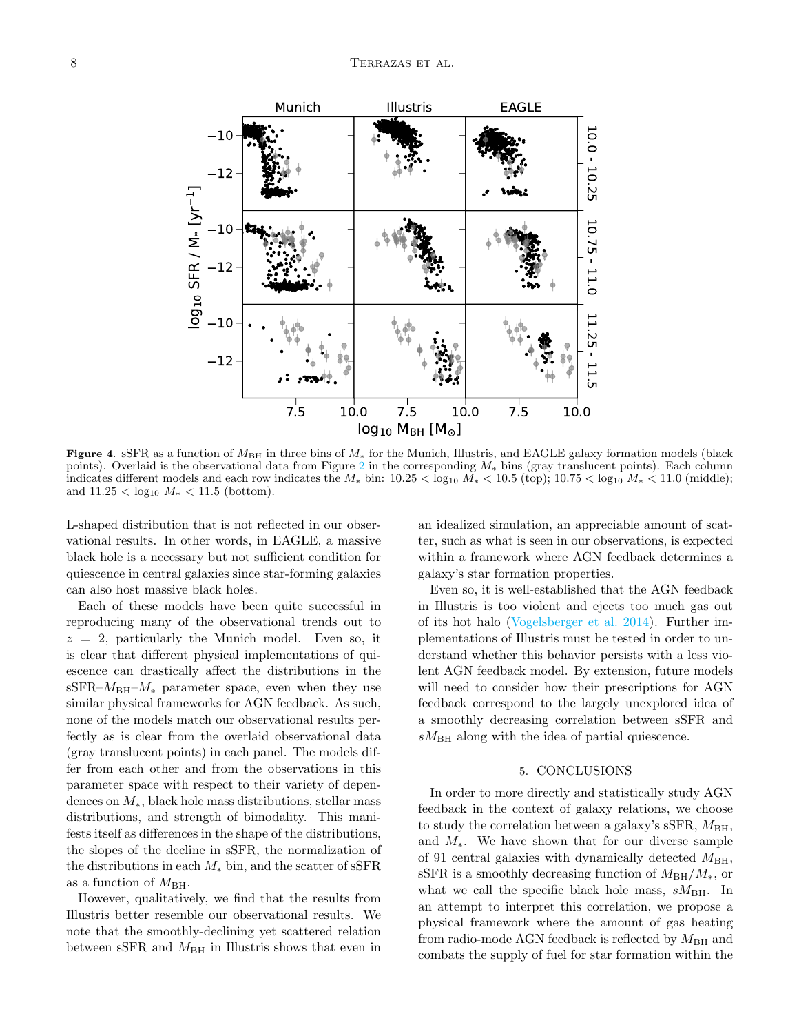**Figure 4.** sSFR as a function of $M_{\rm BH}$ in three bins of $M_*$ for the Munich, Illustris, and EAGLE galaxy formation models (black points). Overlaid is the observational data from Figure 2 in the corresponding $M_*$ bins (gray translucent points). Each column indicates different models and each row indicates the $M_*$ bin: $10.25 < \log_{10} M_* < 10.5$ (top); $10.75 < \log_{10} M_* < 11.0$ (middle); and $11.25 < \log_{10} M_* < 11.5$ (bottom).

L-shaped distribution that is not reflected in our observational results. In other words, in EAGLE, a massive black hole is a necessary but not sufficient condition for quiescence in central galaxies since star-forming galaxies can also host massive black holes.

Each of these models have been quite successful in reproducing many of the observational trends out to $z = 2$, particularly the Munich model. Even so, it is clear that different physical implementations of quiescence can drastically affect the distributions in the sSFR–$M_{\rm BH}$–$M_*$ parameter space, even when they use similar physical frameworks for AGN feedback. As such, none of the models match our observational results perfectly as is clear from the overlaid observational data (gray translucent points) in each panel. The models differ from each other and from the observations in this parameter space with respect to their variety of dependences on $M_*$, black hole mass distributions, stellar mass distributions, and strength of bimodality. This manifests itself as differences in the shape of the distributions, the slopes of the decline in sSFR, the normalization of the distributions in each $M_*$ bin, and the scatter of sSFR as a function of $M_{\rm BH}$.

However, qualitatively, we find that the results from Illustris better resemble our observational results. We note that the smoothly-declining yet scattered relation between sSFR and $M_{\rm BH}$ in Illustris shows that even in an idealized simulation, an appreciable amount of scatter, such as what is seen in our observations, is expected within a framework where AGN feedback determines a galaxy's star formation properties.

Even so, it is well-established that the AGN feedback in Illustris is too violent and ejects too much gas out of its hot halo (Vogelsberger et al. 2014). Further implementations of Illustris must be tested in order to understand whether this behavior persists with a less violent AGN feedback model. By extension, future models will need to consider how their prescriptions for AGN feedback correspond to the largely unexplored idea of a smoothly decreasing correlation between sSFR and $sM_{\rm BH}$ along with the idea of partial quiescence.

## 5. CONCLUSIONS

In order to more directly and statistically study AGN feedback in the context of galaxy relations, we choose to study the correlation between a galaxy's sSFR, $M_{\rm BH}$, and $M_*$. We have shown that for our diverse sample of 91 central galaxies with dynamically detected $M_{\rm BH}$, sSFR is a smoothly decreasing function of $M_{\rm BH}/M_*$, or what we call the specific black hole mass, $sM_{\rm BH}$. In an attempt to interpret this correlation, we propose a physical framework where the amount of gas heating from radio-mode AGN feedback is reflected by $M_{\rm BH}$ and combats the supply of fuel for star formation within the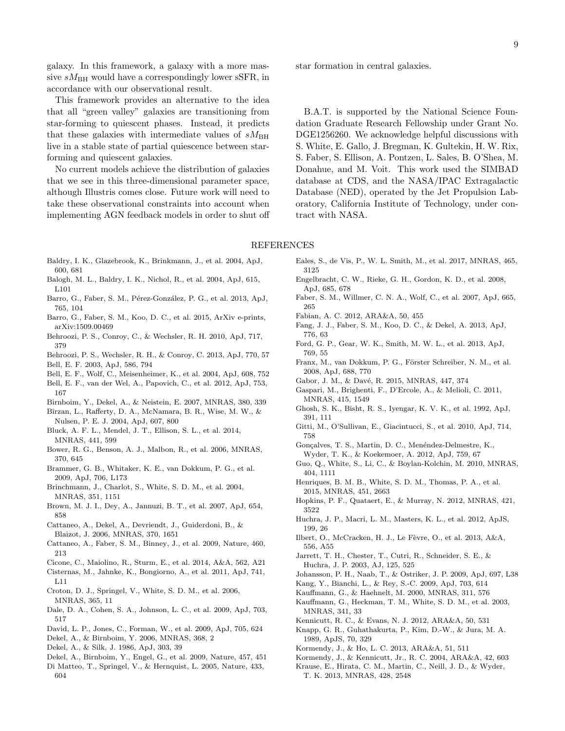galaxy. In this framework, a galaxy with a more massive $sM_{\rm BH}$ would have a correspondingly lower sSFR, in accordance with our observational result.

This framework provides an alternative to the idea that all "green valley" galaxies are transitioning from star-forming to quiescent phases. Instead, it predicts that these galaxies with intermediate values of $sM_{\rm BH}$ live in a stable state of partial quiescence between star-forming and quiescent galaxies.

No current models achieve the distribution of galaxies that we see in this three-dimensional parameter space, although Illustris comes close. Future work will need to take these observational constraints into account when implementing AGN feedback models in order to shut off star formation in central galaxies.

B.A.T. is supported by the National Science Foundation Graduate Research Fellowship under Grant No. DGE1256260. We acknowledge helpful discussions with S. White, E. Gallo, J. Bregman, K. Gultekin, H. W. Rix, S. Faber, S. Ellison, A. Pontzen, L. Sales, B. O'Shea, M. Donahue, and M. Voit. This work used the SIMBAD database at CDS, and the NASA/IPAC Extragalactic Database (NED), operated by the Jet Propulsion Laboratory, California Institute of Technology, under contract with NASA.

## REFERENCES

Baldry, I. K., Glazebrook, K., Brinkmann, J., et al. 2004, ApJ, 600, 681

Balogh, M. L., Baldry, I. K., Nichol, R., et al. 2004, ApJ, 615, L101

Barro, G., Faber, S. M., Pérez-González, P. G., et al. 2013, ApJ, 765, 104

Barro, G., Faber, S. M., Koo, D. C., et al. 2015, ArXiv e-prints, arXiv:1509.00469

Behroozi, P. S., Conroy, C., & Wechsler, R. H. 2010, ApJ, 717, 379

Behroozi, P. S., Wechsler, R. H., & Conroy, C. 2013, ApJ, 770, 57

Bell, E. F. 2003, ApJ, 586, 794

Bell, E. F., Wolf, C., Meisenheimer, K., et al. 2004, ApJ, 608, 752

Bell, E. F., van der Wel, A., Papovich, C., et al. 2012, ApJ, 753, 167

Birnboim, Y., Dekel, A., & Neistein, E. 2007, MNRAS, 380, 339

Bîrzan, L., Rafferty, D. A., McNamara, B. R., Wise, M. W., & Nulsen, P. E. J. 2004, ApJ, 607, 800

Bluck, A. F. L., Mendel, J. T., Ellison, S. L., et al. 2014, MNRAS, 441, 599

Bower, R. G., Benson, A. J., Malbon, R., et al. 2006, MNRAS, 370, 645

Brammer, G. B., Whitaker, K. E., van Dokkum, P. G., et al. 2009, ApJ, 706, L173

Brinchmann, J., Charlot, S., White, S. D. M., et al. 2004, MNRAS, 351, 1151

Brown, M. J. I., Dey, A., Jannuzi, B. T., et al. 2007, ApJ, 654, 858

Cattaneo, A., Dekel, A., Devriendt, J., Guiderdoni, B., & Blaizot, J. 2006, MNRAS, 370, 1651

Cattaneo, A., Faber, S. M., Binney, J., et al. 2009, Nature, 460, 213

Cicone, C., Maiolino, R., Sturm, E., et al. 2014, A&A, 562, A21

Cisternas, M., Jahnke, K., Bongiorno, A., et al. 2011, ApJ, 741, L11

Croton, D. J., Springel, V., White, S. D. M., et al. 2006, MNRAS, 365, 11

Dale, D. A., Cohen, S. A., Johnson, L. C., et al. 2009, ApJ, 703, 517

David, L. P., Jones, C., Forman, W., et al. 2009, ApJ, 705, 624

Dekel, A., & Birnboim, Y. 2006, MNRAS, 368, 2

Dekel, A., & Silk, J. 1986, ApJ, 303, 39

Dekel, A., Birnboim, Y., Engel, G., et al. 2009, Nature, 457, 451

Di Matteo, T., Springel, V., & Hernquist, L. 2005, Nature, 433, 604

Eales, S., de Vis, P., W. L. Smith, M., et al. 2017, MNRAS, 465, 3125

Engelbracht, C. W., Rieke, G. H., Gordon, K. D., et al. 2008, ApJ, 685, 678

Faber, S. M., Willmer, C. N. A., Wolf, C., et al. 2007, ApJ, 665, 265

Fabian, A. C. 2012, ARA&A, 50, 455

Fang, J. J., Faber, S. M., Koo, D. C., & Dekel, A. 2013, ApJ, 776, 63

Ford, G. P., Gear, W. K., Smith, M. W. L., et al. 2013, ApJ, 769, 55

Franx, M., van Dokkum, P. G., Förster Schreiber, N. M., et al. 2008, ApJ, 688, 770

Gabor, J. M., & Davé, R. 2015, MNRAS, 447, 374

Gaspari, M., Brighenti, F., D'Ercole, A., & Melioli, C. 2011, MNRAS, 415, 1549

Ghosh, S. K., Bisht, R. S., Iyengar, K. V. K., et al. 1992, ApJ, 391, 111

Gitti, M., O'Sullivan, E., Giacintucci, S., et al. 2010, ApJ, 714, 758

Gonçalves, T. S., Martin, D. C., Menéndez-Delmestre, K., Wyder, T. K., & Koekemoer, A. 2012, ApJ, 759, 67

Guo, Q., White, S., Li, C., & Boylan-Kolchin, M. 2010, MNRAS, 404, 1111

Henriques, B. M. B., White, S. D. M., Thomas, P. A., et al. 2015, MNRAS, 451, 2663

Hopkins, P. F., Quataert, E., & Murray, N. 2012, MNRAS, 421, 3522

Huchra, J. P., Macri, L. M., Masters, K. L., et al. 2012, ApJS, 199, 26

Ilbert, O., McCracken, H. J., Le Fèvre, O., et al. 2013, A&A, 556, A55

Jarrett, T. H., Chester, T., Cutri, R., Schneider, S. E., & Huchra, J. P. 2003, AJ, 125, 525

Johansson, P. H., Naab, T., & Ostriker, J. P. 2009, ApJ, 697, L38

Kang, Y., Bianchi, L., & Rey, S.-C. 2009, ApJ, 703, 614

Kauffmann, G., & Haehnelt, M. 2000, MNRAS, 311, 576

Kauffmann, G., Heckman, T. M., White, S. D. M., et al. 2003, MNRAS, 341, 33

Kennicutt, R. C., & Evans, N. J. 2012, ARA&A, 50, 531

Knapp, G. R., Guhathakurta, P., Kim, D.-W., & Jura, M. A. 1989, ApJS, 70, 329

Kormendy, J., & Ho, L. C. 2013, ARA&A, 51, 511

Kormendy, J., & Kennicutt, Jr., R. C. 2004, ARA&A, 42, 603

Krause, E., Hirata, C. M., Martin, C., Neill, J. D., & Wyder, T. K. 2013, MNRAS, 428, 2548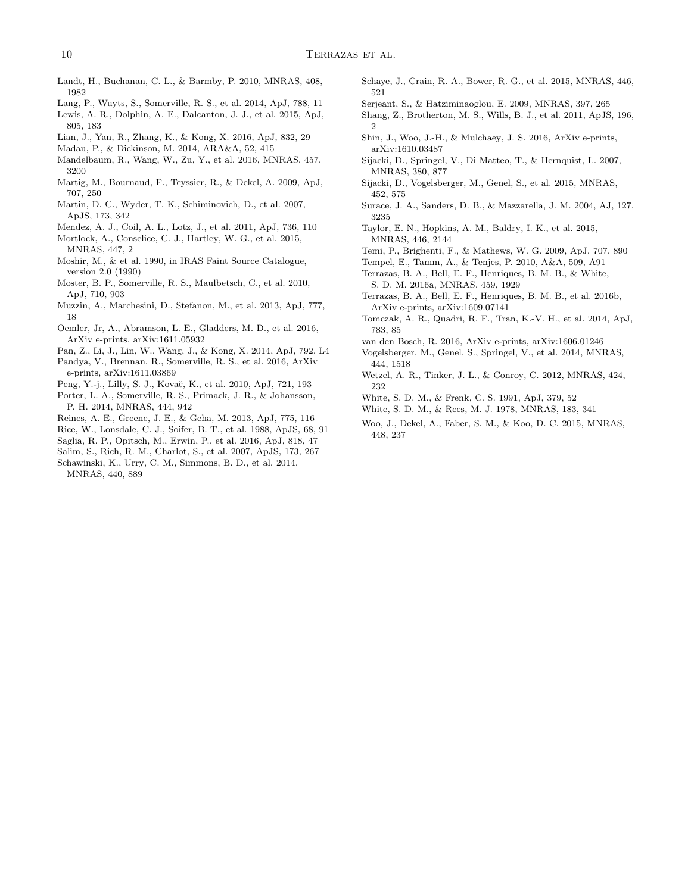Landt, H., Buchanan, C. L., & Barmby, P. 2010, MNRAS, 408, 1982

Lang, P., Wuyts, S., Somerville, R. S., et al. 2014, ApJ, 788, 11

Lewis, A. R., Dolphin, A. E., Dalcanton, J. J., et al. 2015, ApJ, 805, 183

Lian, J., Yan, R., Zhang, K., & Kong, X. 2016, ApJ, 832, 29

Madau, P., & Dickinson, M. 2014, ARA&A, 52, 415

Mandelbaum, R., Wang, W., Zu, Y., et al. 2016, MNRAS, 457, 3200

Martig, M., Bournaud, F., Teyssier, R., & Dekel, A. 2009, ApJ, 707, 250

Martin, D. C., Wyder, T. K., Schiminovich, D., et al. 2007, ApJS, 173, 342

Mendez, A. J., Coil, A. L., Lotz, J., et al. 2011, ApJ, 736, 110

Mortlock, A., Conselice, C. J., Hartley, W. G., et al. 2015, MNRAS, 447, 2

Moshir, M., & et al. 1990, in IRAS Faint Source Catalogue, version 2.0 (1990)

Moster, B. P., Somerville, R. S., Maulbetsch, C., et al. 2010, ApJ, 710, 903

Muzzin, A., Marchesini, D., Stefanon, M., et al. 2013, ApJ, 777, 18

Oemler, Jr, A., Abramson, L. E., Gladders, M. D., et al. 2016, ArXiv e-prints, arXiv:1611.05932

Pan, Z., Li, J., Lin, W., Wang, J., & Kong, X. 2014, ApJ, 792, L4

Pandya, V., Brennan, R., Somerville, R. S., et al. 2016, ArXiv e-prints, arXiv:1611.03869

Peng, Y.-j., Lilly, S. J., Kovač, K., et al. 2010, ApJ, 721, 193

Porter, L. A., Somerville, R. S., Primack, J. R., & Johansson, P. H. 2014, MNRAS, 444, 942

Reines, A. E., Greene, J. E., & Geha, M. 2013, ApJ, 775, 116

Rice, W., Lonsdale, C. J., Soifer, B. T., et al. 1988, ApJS, 68, 91

Saglia, R. P., Opitsch, M., Erwin, P., et al. 2016, ApJ, 818, 47

Salim, S., Rich, R. M., Charlot, S., et al. 2007, ApJS, 173, 267

Schawinski, K., Urry, C. M., Simmons, B. D., et al. 2014, MNRAS, 440, 889

Schaye, J., Crain, R. A., Bower, R. G., et al. 2015, MNRAS, 446, 521

Serjeant, S., & Hatziminaoglou, E. 2009, MNRAS, 397, 265

Shang, Z., Brotherton, M. S., Wills, B. J., et al. 2011, ApJS, 196, 2

Shin, J., Woo, J.-H., & Mulchaey, J. S. 2016, ArXiv e-prints, arXiv:1610.03487

Sijacki, D., Springel, V., Di Matteo, T., & Hernquist, L. 2007, MNRAS, 380, 877

Sijacki, D., Vogelsberger, M., Genel, S., et al. 2015, MNRAS, 452, 575

Surace, J. A., Sanders, D. B., & Mazzarella, J. M. 2004, AJ, 127, 3235

Taylor, E. N., Hopkins, A. M., Baldry, I. K., et al. 2015, MNRAS, 446, 2144

Temi, P., Brighenti, F., & Mathews, W. G. 2009, ApJ, 707, 890

Tempel, E., Tamm, A., & Tenjes, P. 2010, A&A, 509, A91

Terrazas, B. A., Bell, E. F., Henriques, B. M. B., & White, S. D. M. 2016a, MNRAS, 459, 1929

Terrazas, B. A., Bell, E. F., Henriques, B. M. B., et al. 2016b, ArXiv e-prints, arXiv:1609.07141

Tomczak, A. R., Quadri, R. F., Tran, K.-V. H., et al. 2014, ApJ, 783, 85

van den Bosch, R. 2016, ArXiv e-prints, arXiv:1606.01246

Vogelsberger, M., Genel, S., Springel, V., et al. 2014, MNRAS, 444, 1518

Wetzel, A. R., Tinker, J. L., & Conroy, C. 2012, MNRAS, 424, 232

White, S. D. M., & Frenk, C. S. 1991, ApJ, 379, 52

White, S. D. M., & Rees, M. J. 1978, MNRAS, 183, 341

Woo, J., Dekel, A., Faber, S. M., & Koo, D. C. 2015, MNRAS, 448, 237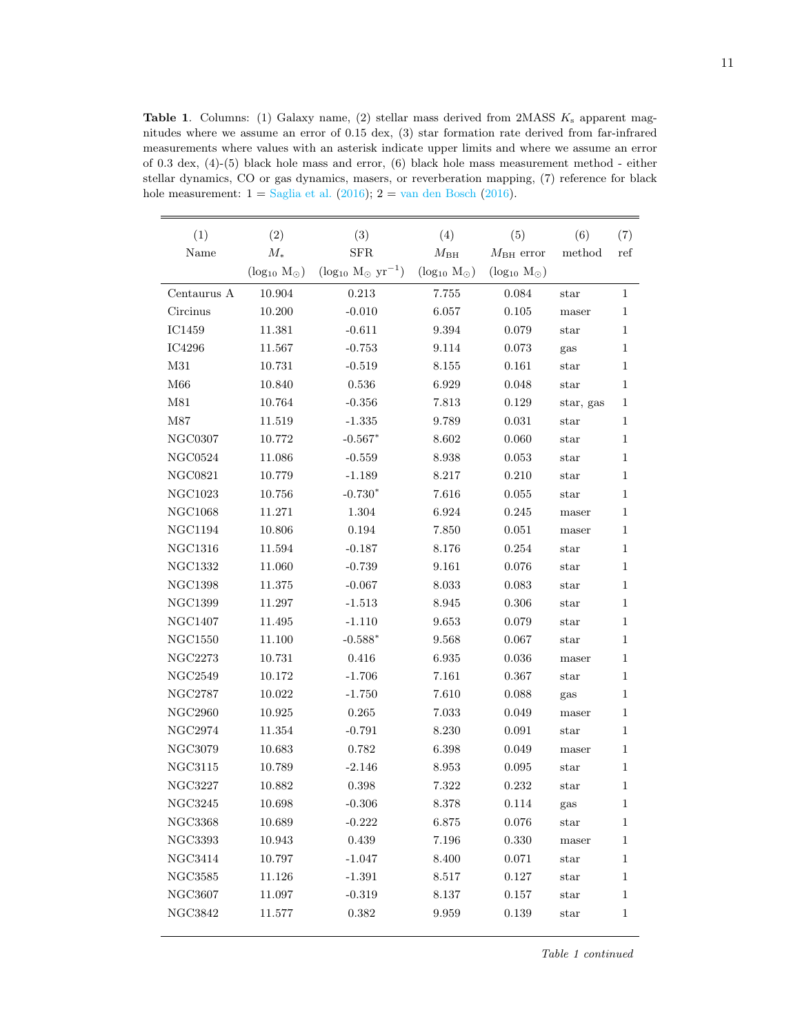**Table 1**. Columns: (1) Galaxy name, (2) stellar mass derived from 2MASS $K_s$ apparent magnitudes where we assume an error of 0.15 dex, (3) star formation rate derived from far-infrared measurements where values with an asterisk indicate upper limits and where we assume an error of 0.3 dex, (4)-(5) black hole mass and error, (6) black hole mass measurement method - either stellar dynamics, CO or gas dynamics, masers, or reverberation mapping, (7) reference for black hole measurement: 1 = Saglia et al. (2016); 2 = van den Bosch (2016).

| (1) Name | (2) $M_*$ ($\log_{10}$ M$_\odot$) | (3) SFR ($\log_{10}$ M$_\odot$ yr$^{-1}$) | (4) $M_{\rm BH}$ ($\log_{10}$ M$_\odot$) | (5) $M_{\rm BH}$ error ($\log_{10}$ M$_\odot$) | (6) method | (7) ref |
|---|---|---|---|---|---|---|
| Centaurus A | 10.904 | 0.213 | 7.755 | 0.084 | star | 1 |
| Circinus | 10.200 | -0.010 | 6.057 | 0.105 | maser | 1 |
| IC1459 | 11.381 | -0.611 | 9.394 | 0.079 | star | 1 |
| IC4296 | 11.567 | -0.753 | 9.114 | 0.073 | gas | 1 |
| M31 | 10.731 | -0.519 | 8.155 | 0.161 | star | 1 |
| M66 | 10.840 | 0.536 | 6.929 | 0.048 | star | 1 |
| M81 | 10.764 | -0.356 | 7.813 | 0.129 | star, gas | 1 |
| M87 | 11.519 | -1.335 | 9.789 | 0.031 | star | 1 |
| NGC0307 | 10.772 | -0.567* | 8.602 | 0.060 | star | 1 |
| NGC0524 | 11.086 | -0.559 | 8.938 | 0.053 | star | 1 |
| NGC0821 | 10.779 | -1.189 | 8.217 | 0.210 | star | 1 |
| NGC1023 | 10.756 | -0.730* | 7.616 | 0.055 | star | 1 |
| NGC1068 | 11.271 | 1.304 | 6.924 | 0.245 | maser | 1 |
| NGC1194 | 10.806 | 0.194 | 7.850 | 0.051 | maser | 1 |
| NGC1316 | 11.594 | -0.187 | 8.176 | 0.254 | star | 1 |
| NGC1332 | 11.060 | -0.739 | 9.161 | 0.076 | star | 1 |
| NGC1398 | 11.375 | -0.067 | 8.033 | 0.083 | star | 1 |
| NGC1399 | 11.297 | -1.513 | 8.945 | 0.306 | star | 1 |
| NGC1407 | 11.495 | -1.110 | 9.653 | 0.079 | star | 1 |
| NGC1550 | 11.100 | -0.588* | 9.568 | 0.067 | star | 1 |
| NGC2273 | 10.731 | 0.416 | 6.935 | 0.036 | maser | 1 |
| NGC2549 | 10.172 | -1.706 | 7.161 | 0.367 | star | 1 |
| NGC2787 | 10.022 | -1.750 | 7.610 | 0.088 | gas | 1 |
| NGC2960 | 10.925 | 0.265 | 7.033 | 0.049 | maser | 1 |
| NGC2974 | 11.354 | -0.791 | 8.230 | 0.091 | star | 1 |
| NGC3079 | 10.683 | 0.782 | 6.398 | 0.049 | maser | 1 |
| NGC3115 | 10.789 | -2.146 | 8.953 | 0.095 | star | 1 |
| NGC3227 | 10.882 | 0.398 | 7.322 | 0.232 | star | 1 |
| NGC3245 | 10.698 | -0.306 | 8.378 | 0.114 | gas | 1 |
| NGC3368 | 10.689 | -0.222 | 6.875 | 0.076 | star | 1 |
| NGC3393 | 10.943 | 0.439 | 7.196 | 0.330 | maser | 1 |
| NGC3414 | 10.797 | -1.047 | 8.400 | 0.071 | star | 1 |
| NGC3585 | 11.126 | -1.391 | 8.517 | 0.127 | star | 1 |
| NGC3607 | 11.097 | -0.319 | 8.137 | 0.157 | star | 1 |
| NGC3842 | 11.577 | 0.382 | 9.959 | 0.139 | star | 1 |

*Table 1 continued*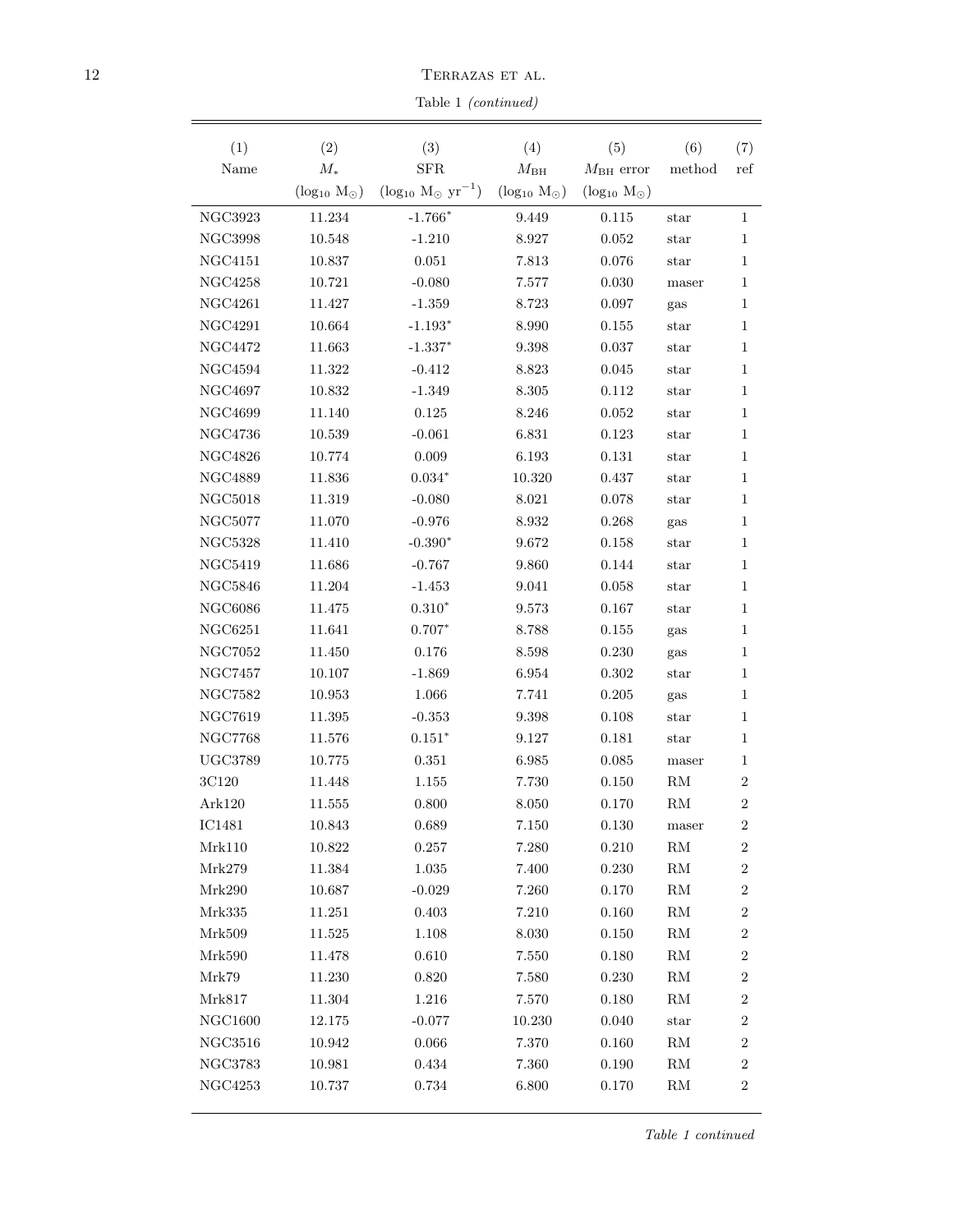Table 1 *(continued)*

| (1) Name | (2) $M_*$ ($\log_{10}$ M$_\odot$) | (3) SFR ($\log_{10}$ M$_\odot$ yr$^{-1}$) | (4) $M_{\rm BH}$ ($\log_{10}$ M$_\odot$) | (5) $M_{\rm BH}$ error ($\log_{10}$ M$_\odot$) | (6) method | (7) ref |
|---|---|---|---|---|---|---|
| NGC3923 | 11.234 | -1.766* | 9.449 | 0.115 | star | 1 |
| NGC3998 | 10.548 | -1.210 | 8.927 | 0.052 | star | 1 |
| NGC4151 | 10.837 | 0.051 | 7.813 | 0.076 | star | 1 |
| NGC4258 | 10.721 | -0.080 | 7.577 | 0.030 | maser | 1 |
| NGC4261 | 11.427 | -1.359 | 8.723 | 0.097 | gas | 1 |
| NGC4291 | 10.664 | -1.193* | 8.990 | 0.155 | star | 1 |
| NGC4472 | 11.663 | -1.337* | 9.398 | 0.037 | star | 1 |
| NGC4594 | 11.322 | -0.412 | 8.823 | 0.045 | star | 1 |
| NGC4697 | 10.832 | -1.349 | 8.305 | 0.112 | star | 1 |
| NGC4699 | 11.140 | 0.125 | 8.246 | 0.052 | star | 1 |
| NGC4736 | 10.539 | -0.061 | 6.831 | 0.123 | star | 1 |
| NGC4826 | 10.774 | 0.009 | 6.193 | 0.131 | star | 1 |
| NGC4889 | 11.836 | 0.034* | 10.320 | 0.437 | star | 1 |
| NGC5018 | 11.319 | -0.080 | 8.021 | 0.078 | star | 1 |
| NGC5077 | 11.070 | -0.976 | 8.932 | 0.268 | gas | 1 |
| NGC5328 | 11.410 | -0.390* | 9.672 | 0.158 | star | 1 |
| NGC5419 | 11.686 | -0.767 | 9.860 | 0.144 | star | 1 |
| NGC5846 | 11.204 | -1.453 | 9.041 | 0.058 | star | 1 |
| NGC6086 | 11.475 | 0.310* | 9.573 | 0.167 | star | 1 |
| NGC6251 | 11.641 | 0.707* | 8.788 | 0.155 | gas | 1 |
| NGC7052 | 11.450 | 0.176 | 8.598 | 0.230 | gas | 1 |
| NGC7457 | 10.107 | -1.869 | 6.954 | 0.302 | star | 1 |
| NGC7582 | 10.953 | 1.066 | 7.741 | 0.205 | gas | 1 |
| NGC7619 | 11.395 | -0.353 | 9.398 | 0.108 | star | 1 |
| NGC7768 | 11.576 | 0.151* | 9.127 | 0.181 | star | 1 |
| UGC3789 | 10.775 | 0.351 | 6.985 | 0.085 | maser | 1 |
| 3C120 | 11.448 | 1.155 | 7.730 | 0.150 | RM | 2 |
| Ark120 | 11.555 | 0.800 | 8.050 | 0.170 | RM | 2 |
| IC1481 | 10.843 | 0.689 | 7.150 | 0.130 | maser | 2 |
| Mrk110 | 10.822 | 0.257 | 7.280 | 0.210 | RM | 2 |
| Mrk279 | 11.384 | 1.035 | 7.400 | 0.230 | RM | 2 |
| Mrk290 | 10.687 | -0.029 | 7.260 | 0.170 | RM | 2 |
| Mrk335 | 11.251 | 0.403 | 7.210 | 0.160 | RM | 2 |
| Mrk509 | 11.525 | 1.108 | 8.030 | 0.150 | RM | 2 |
| Mrk590 | 11.478 | 0.610 | 7.550 | 0.180 | RM | 2 |
| Mrk79 | 11.230 | 0.820 | 7.580 | 0.230 | RM | 2 |
| Mrk817 | 11.304 | 1.216 | 7.570 | 0.180 | RM | 2 |
| NGC1600 | 12.175 | -0.077 | 10.230 | 0.040 | star | 2 |
| NGC3516 | 10.942 | 0.066 | 7.370 | 0.160 | RM | 2 |
| NGC3783 | 10.981 | 0.434 | 7.360 | 0.190 | RM | 2 |
| NGC4253 | 10.737 | 0.734 | 6.800 | 0.170 | RM | 2 |

*Table 1 continued*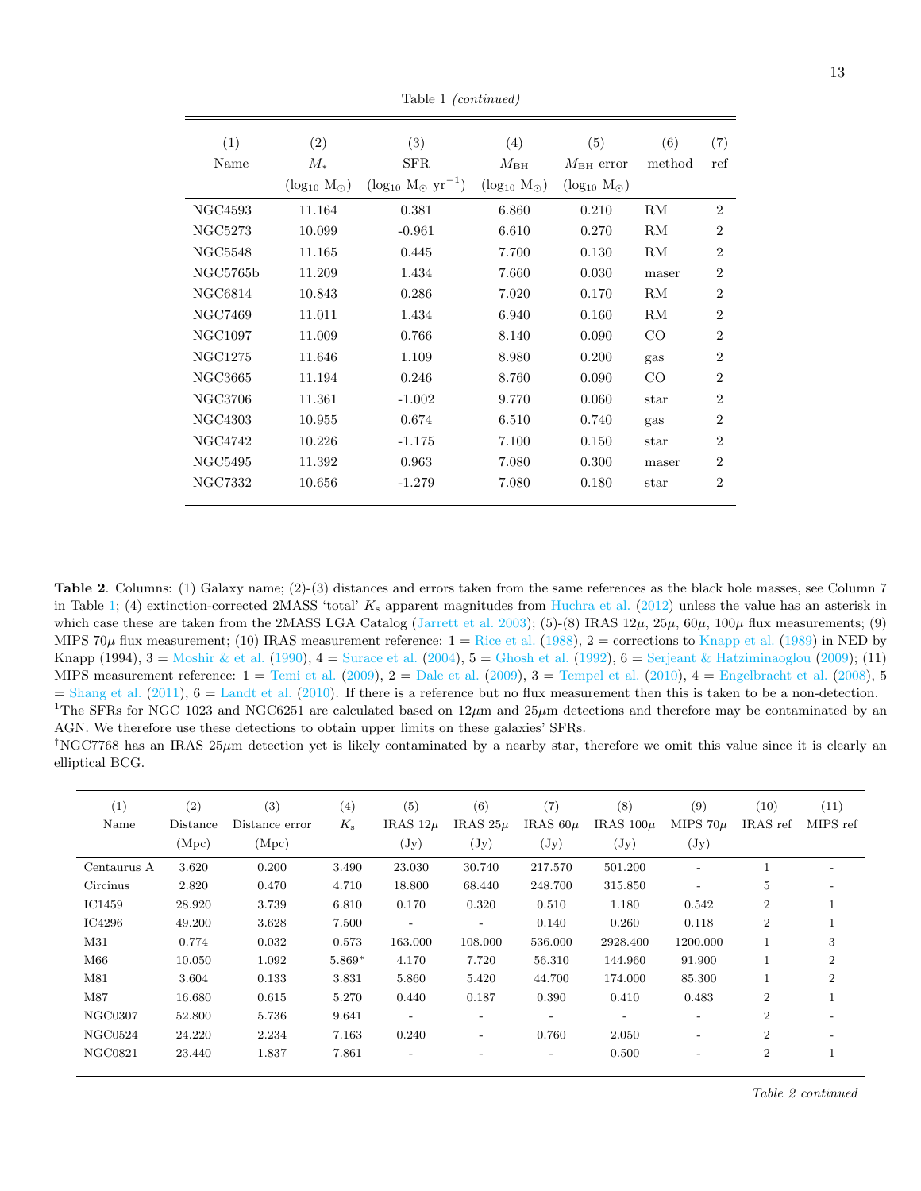Table 1 *(continued)*

| (1) | (2) | (3) | (4) | (5) | (6) | (7) |
|---|---|---|---|---|---|---|
| Name | $M_*$ | SFR | $M_{\rm BH}$ | $M_{\rm BH}$ error | method | ref |
| | ($\log_{10}$ M$_\odot$) | ($\log_{10}$ M$_\odot$ yr$^{-1}$) | ($\log_{10}$ M$_\odot$) | ($\log_{10}$ M$_\odot$) | | |
| NGC4593 | 11.164 | 0.381 | 6.860 | 0.210 | RM | 2 |
| NGC5273 | 10.099 | -0.961 | 6.610 | 0.270 | RM | 2 |
| NGC5548 | 11.165 | 0.445 | 7.700 | 0.130 | RM | 2 |
| NGC5765b | 11.209 | 1.434 | 7.660 | 0.030 | maser | 2 |
| NGC6814 | 10.843 | 0.286 | 7.020 | 0.170 | RM | 2 |
| NGC7469 | 11.011 | 1.434 | 6.940 | 0.160 | RM | 2 |
| NGC1097 | 11.009 | 0.766 | 8.140 | 0.090 | CO | 2 |
| NGC1275 | 11.646 | 1.109 | 8.980 | 0.200 | gas | 2 |
| NGC3665 | 11.194 | 0.246 | 8.760 | 0.090 | CO | 2 |
| NGC3706 | 11.361 | -1.002 | 9.770 | 0.060 | star | 2 |
| NGC4303 | 10.955 | 0.674 | 6.510 | 0.740 | gas | 2 |
| NGC4742 | 10.226 | -1.175 | 7.100 | 0.150 | star | 2 |
| NGC5495 | 11.392 | 0.963 | 7.080 | 0.300 | maser | 2 |
| NGC7332 | 10.656 | -1.279 | 7.080 | 0.180 | star | 2 |

**Table 2**. Columns: (1) Galaxy name; (2)-(3) distances and errors taken from the same references as the black hole masses, see Column 7 in Table 1; (4) extinction-corrected 2MASS 'total' $K_{\rm s}$ apparent magnitudes from Huchra et al. (2012) unless the value has an asterisk in which case these are taken from the 2MASS LGA Catalog (Jarrett et al. 2003); (5)-(8) IRAS 12$\mu$, 25$\mu$, 60$\mu$, 100$\mu$ flux measurements; (9) MIPS 70$\mu$ flux measurement; (10) IRAS measurement reference: 1 = Rice et al. (1988), 2 = corrections to Knapp et al. (1989) in NED by Knapp (1994), 3 = Moshir & et al. (1990), 4 = Surace et al. (2004), 5 = Ghosh et al. (1992), 6 = Serjeant & Hatziminaoglou (2009); (11) MIPS measurement reference: 1 = Temi et al. (2009), 2 = Dale et al. (2009), 3 = Tempel et al. (2010), 4 = Engelbracht et al. (2008), 5 = Shang et al. (2011), 6 = Landt et al. (2010). If there is a reference but no flux measurement then this is taken to be a non-detection.
[1]The SFRs for NGC 1023 and NGC6251 are calculated based on 12$\mu$m and 25$\mu$m detections and therefore may be contaminated by an AGN. We therefore use these detections to obtain upper limits on these galaxies' SFRs.
[†]NGC7768 has an IRAS 25$\mu$m detection yet is likely contaminated by a nearby star, therefore we omit this value since it is clearly an elliptical BCG.

| (1) | (2) | (3) | (4) | (5) | (6) | (7) | (8) | (9) | (10) | (11) |
|---|---|---|---|---|---|---|---|---|---|---|
| Name | Distance | Distance error | $K_{\rm s}$ | IRAS 12$\mu$ | IRAS 25$\mu$ | IRAS 60$\mu$ | IRAS 100$\mu$ | MIPS 70$\mu$ | IRAS ref | MIPS ref |
| | (Mpc) | (Mpc) | | (Jy) | (Jy) | (Jy) | (Jy) | (Jy) | | |
| Centaurus A | 3.620 | 0.200 | 3.490 | 23.030 | 30.740 | 217.570 | 501.200 | - | 1 | - |
| Circinus | 2.820 | 0.470 | 4.710 | 18.800 | 68.440 | 248.700 | 315.850 | - | 5 | - |
| IC1459 | 28.920 | 3.739 | 6.810 | 0.170 | 0.320 | 0.510 | 1.180 | 0.542 | 2 | 1 |
| IC4296 | 49.200 | 3.628 | 7.500 | - | - | 0.140 | 0.260 | 0.118 | 2 | 1 |
| M31 | 0.774 | 0.032 | 0.573 | 163.000 | 108.000 | 536.000 | 2928.400 | 1200.000 | 1 | 3 |
| M66 | 10.050 | 1.092 | 5.869* | 4.170 | 7.720 | 56.310 | 144.960 | 91.900 | 1 | 2 |
| M81 | 3.604 | 0.133 | 3.831 | 5.860 | 5.420 | 44.700 | 174.000 | 85.300 | 1 | 2 |
| M87 | 16.680 | 0.615 | 5.270 | 0.440 | 0.187 | 0.390 | 0.410 | 0.483 | 2 | 1 |
| NGC0307 | 52.800 | 5.736 | 9.641 | - | - | - | - | - | 2 | - |
| NGC0524 | 24.220 | 2.234 | 7.163 | 0.240 | - | 0.760 | 2.050 | - | 2 | - |
| NGC0821 | 23.440 | 1.837 | 7.861 | - | - | - | 0.500 | - | 2 | 1 |

*Table 2 continued*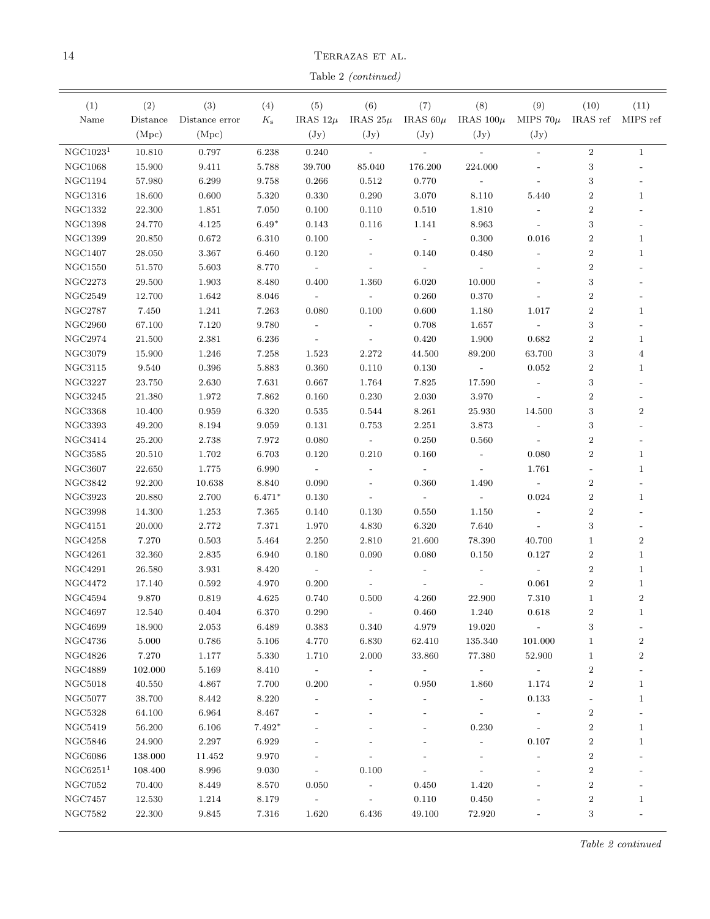Table 2 *(continued)*

| (1) Name | (2) Distance (Mpc) | (3) Distance error (Mpc) | (4) $K_s$ | (5) IRAS 12$\mu$ (Jy) | (6) IRAS 25$\mu$ (Jy) | (7) IRAS 60$\mu$ (Jy) | (8) IRAS 100$\mu$ (Jy) | (9) MIPS 70$\mu$ (Jy) | (10) IRAS ref | (11) MIPS ref |
|---|---|---|---|---|---|---|---|---|---|---|
| NGC1023[1] | 10.810 | 0.797 | 6.238 | 0.240 | - | - | - | - | 2 | 1 |
| NGC1068 | 15.900 | 9.411 | 5.788 | 39.700 | 85.040 | 176.200 | 224.000 | - | 3 | - |
| NGC1194 | 57.980 | 6.299 | 9.758 | 0.266 | 0.512 | 0.770 | - | - | 3 | - |
| NGC1316 | 18.600 | 0.600 | 5.320 | 0.330 | 0.290 | 3.070 | 8.110 | 5.440 | 2 | 1 |
| NGC1332 | 22.300 | 1.851 | 7.050 | 0.100 | 0.110 | 0.510 | 1.810 | - | 2 | - |
| NGC1398 | 24.770 | 4.125 | 6.49* | 0.143 | 0.116 | 1.141 | 8.963 | - | 3 | - |
| NGC1399 | 20.850 | 0.672 | 6.310 | 0.100 | - | - | 0.300 | 0.016 | 2 | 1 |
| NGC1407 | 28.050 | 3.367 | 6.460 | 0.120 | - | 0.140 | 0.480 | - | 2 | 1 |
| NGC1550 | 51.570 | 5.603 | 8.770 | - | - | - | - | - | 2 | - |
| NGC2273 | 29.500 | 1.903 | 8.480 | 0.400 | 1.360 | 6.020 | 10.000 | - | 3 | - |
| NGC2549 | 12.700 | 1.642 | 8.046 | - | - | 0.260 | 0.370 | - | 2 | - |
| NGC2787 | 7.450 | 1.241 | 7.263 | 0.080 | 0.100 | 0.600 | 1.180 | 1.017 | 2 | 1 |
| NGC2960 | 67.100 | 7.120 | 9.780 | - | - | 0.708 | 1.657 | - | 3 | - |
| NGC2974 | 21.500 | 2.381 | 6.236 | - | - | 0.420 | 1.900 | 0.682 | 2 | 1 |
| NGC3079 | 15.900 | 1.246 | 7.258 | 1.523 | 2.272 | 44.500 | 89.200 | 63.700 | 3 | 4 |
| NGC3115 | 9.540 | 0.396 | 5.883 | 0.360 | 0.110 | 0.130 | - | 0.052 | 2 | 1 |
| NGC3227 | 23.750 | 2.630 | 7.631 | 0.667 | 1.764 | 7.825 | 17.590 | - | 3 | - |
| NGC3245 | 21.380 | 1.972 | 7.862 | 0.160 | 0.230 | 2.030 | 3.970 | - | 2 | - |
| NGC3368 | 10.400 | 0.959 | 6.320 | 0.535 | 0.544 | 8.261 | 25.930 | 14.500 | 3 | 2 |
| NGC3393 | 49.200 | 8.194 | 9.059 | 0.131 | 0.753 | 2.251 | 3.873 | - | 3 | - |
| NGC3414 | 25.200 | 2.738 | 7.972 | 0.080 | - | 0.250 | 0.560 | - | 2 | - |
| NGC3585 | 20.510 | 1.702 | 6.703 | 0.120 | 0.210 | 0.160 | - | 0.080 | 2 | 1 |
| NGC3607 | 22.650 | 1.775 | 6.990 | - | - | - | - | 1.761 | - | 1 |
| NGC3842 | 92.200 | 10.638 | 8.840 | 0.090 | - | 0.360 | 1.490 | - | 2 | - |
| NGC3923 | 20.880 | 2.700 | 6.471* | 0.130 | - | - | - | 0.024 | 2 | 1 |
| NGC3998 | 14.300 | 1.253 | 7.365 | 0.140 | 0.130 | 0.550 | 1.150 | - | 2 | - |
| NGC4151 | 20.000 | 2.772 | 7.371 | 1.970 | 4.830 | 6.320 | 7.640 | - | 3 | - |
| NGC4258 | 7.270 | 0.503 | 5.464 | 2.250 | 2.810 | 21.600 | 78.390 | 40.700 | 1 | 2 |
| NGC4261 | 32.360 | 2.835 | 6.940 | 0.180 | 0.090 | 0.080 | 0.150 | 0.127 | 2 | 1 |
| NGC4291 | 26.580 | 3.931 | 8.420 | - | - | - | - | - | 2 | 1 |
| NGC4472 | 17.140 | 0.592 | 4.970 | 0.200 | - | - | - | 0.061 | 2 | 1 |
| NGC4594 | 9.870 | 0.819 | 4.625 | 0.740 | 0.500 | 4.260 | 22.900 | 7.310 | 1 | 2 |
| NGC4697 | 12.540 | 0.404 | 6.370 | 0.290 | - | 0.460 | 1.240 | 0.618 | 2 | 1 |
| NGC4699 | 18.900 | 2.053 | 6.489 | 0.383 | 0.340 | 4.979 | 19.020 | - | 3 | - |
| NGC4736 | 5.000 | 0.786 | 5.106 | 4.770 | 6.830 | 62.410 | 135.340 | 101.000 | 1 | 2 |
| NGC4826 | 7.270 | 1.177 | 5.330 | 1.710 | 2.000 | 33.860 | 77.380 | 52.900 | 1 | 2 |
| NGC4889 | 102.000 | 5.169 | 8.410 | - | - | - | - | - | 2 | - |
| NGC5018 | 40.550 | 4.867 | 7.700 | 0.200 | - | 0.950 | 1.860 | 1.174 | 2 | 1 |
| NGC5077 | 38.700 | 8.442 | 8.220 | - | - | - | - | 0.133 | - | 1 |
| NGC5328 | 64.100 | 6.964 | 8.467 | - | - | - | - | - | 2 | - |
| NGC5419 | 56.200 | 6.106 | 7.492* | - | - | - | 0.230 | - | 2 | 1 |
| NGC5846 | 24.900 | 2.297 | 6.929 | - | - | - | - | 0.107 | 2 | 1 |
| NGC6086 | 138.000 | 11.452 | 9.970 | - | - | - | - | - | 2 | - |
| NGC6251[1] | 108.400 | 8.996 | 9.030 | - | 0.100 | - | - | - | 2 | - |
| NGC7052 | 70.400 | 8.449 | 8.570 | 0.050 | - | 0.450 | 1.420 | - | 2 | - |
| NGC7457 | 12.530 | 1.214 | 8.179 | - | - | 0.110 | 0.450 | - | 2 | 1 |
| NGC7582 | 22.300 | 9.845 | 7.316 | 1.620 | 6.436 | 49.100 | 72.920 | - | 3 | - |

*Table 2 continued*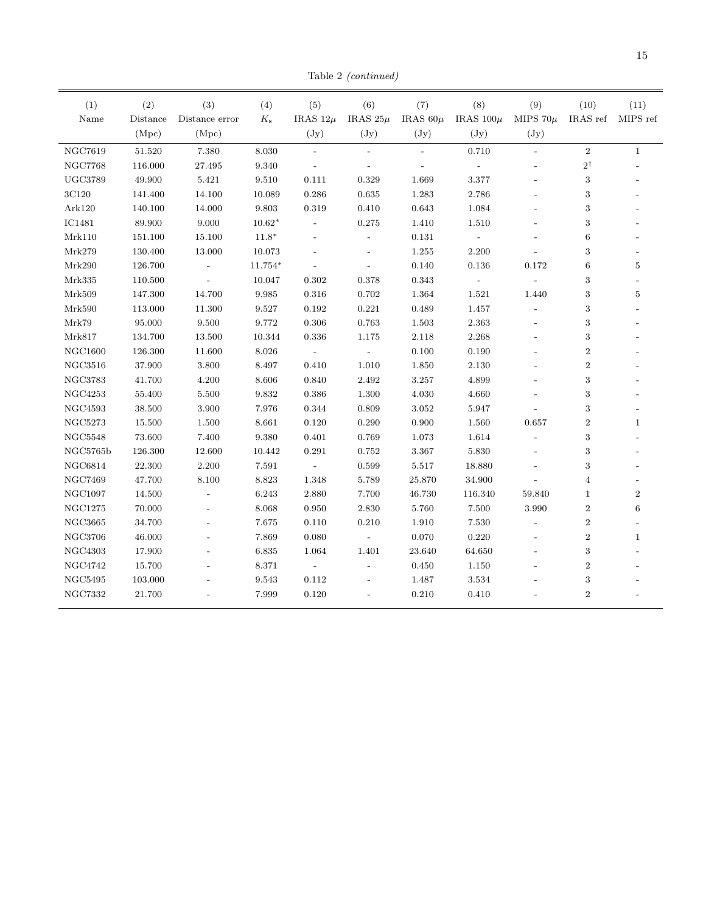Table 2 *(continued)*

| (1) Name | (2) Distance (Mpc) | (3) Distance error (Mpc) | (4) $K_s$ | (5) IRAS 12$\mu$ (Jy) | (6) IRAS 25$\mu$ (Jy) | (7) IRAS 60$\mu$ (Jy) | (8) IRAS 100$\mu$ (Jy) | (9) MIPS 70$\mu$ (Jy) | (10) IRAS ref | (11) MIPS ref |
|---|---|---|---|---|---|---|---|---|---|---|
| NGC7619 | 51.520 | 7.380 | 8.030 | - | - | - | 0.710 | - | 2 | 1 |
| NGC7768 | 116.000 | 27.495 | 9.340 | - | - | - | - | - | $2^{\dagger}$ | - |
| UGC3789 | 49.900 | 5.421 | 9.510 | 0.111 | 0.329 | 1.669 | 3.377 | - | 3 | - |
| 3C120 | 141.400 | 14.100 | 10.089 | 0.286 | 0.635 | 1.283 | 2.786 | - | 3 | - |
| Ark120 | 140.100 | 14.000 | 9.803 | 0.319 | 0.410 | 0.643 | 1.084 | - | 3 | - |
| IC1481 | 89.900 | 9.000 | 10.62* | - | 0.275 | 1.410 | 1.510 | - | 3 | - |
| Mrk110 | 151.100 | 15.100 | 11.8* | - | - | 0.131 | - | - | 6 | - |
| Mrk279 | 130.400 | 13.000 | 10.073 | - | - | 1.255 | 2.200 | - | 3 | - |
| Mrk290 | 126.700 | - | 11.754* | - | - | 0.140 | 0.136 | 0.172 | 6 | 5 |
| Mrk335 | 110.500 | - | 10.047 | 0.302 | 0.378 | 0.343 | - | - | 3 | - |
| Mrk509 | 147.300 | 14.700 | 9.985 | 0.316 | 0.702 | 1.364 | 1.521 | 1.440 | 3 | 5 |
| Mrk590 | 113.000 | 11.300 | 9.527 | 0.192 | 0.221 | 0.489 | 1.457 | - | 3 | - |
| Mrk79 | 95.000 | 9.500 | 9.772 | 0.306 | 0.763 | 1.503 | 2.363 | - | 3 | - |
| Mrk817 | 134.700 | 13.500 | 10.344 | 0.336 | 1.175 | 2.118 | 2.268 | - | 3 | - |
| NGC1600 | 126.300 | 11.600 | 8.026 | - | - | 0.100 | 0.190 | - | 2 | - |
| NGC3516 | 37.900 | 3.800 | 8.497 | 0.410 | 1.010 | 1.850 | 2.130 | - | 2 | - |
| NGC3783 | 41.700 | 4.200 | 8.606 | 0.840 | 2.492 | 3.257 | 4.899 | - | 3 | - |
| NGC4253 | 55.400 | 5.500 | 9.832 | 0.386 | 1.300 | 4.030 | 4.660 | - | 3 | - |
| NGC4593 | 38.500 | 3.900 | 7.976 | 0.344 | 0.809 | 3.052 | 5.947 | - | 3 | - |
| NGC5273 | 15.500 | 1.500 | 8.661 | 0.120 | 0.290 | 0.900 | 1.560 | 0.657 | 2 | 1 |
| NGC5548 | 73.600 | 7.400 | 9.380 | 0.401 | 0.769 | 1.073 | 1.614 | - | 3 | - |
| NGC5765b | 126.300 | 12.600 | 10.442 | 0.291 | 0.752 | 3.367 | 5.830 | - | 3 | - |
| NGC6814 | 22.300 | 2.200 | 7.591 | - | 0.599 | 5.517 | 18.880 | - | 3 | - |
| NGC7469 | 47.700 | 8.100 | 8.823 | 1.348 | 5.789 | 25.870 | 34.900 | - | 4 | - |
| NGC1097 | 14.500 | - | 6.243 | 2.880 | 7.700 | 46.730 | 116.340 | 59.840 | 1 | 2 |
| NGC1275 | 70.000 | - | 8.068 | 0.950 | 2.830 | 5.760 | 7.500 | 3.990 | 2 | 6 |
| NGC3665 | 34.700 | - | 7.675 | 0.110 | 0.210 | 1.910 | 7.530 | - | 2 | - |
| NGC3706 | 46.000 | - | 7.869 | 0.080 | - | 0.070 | 0.220 | - | 2 | 1 |
| NGC4303 | 17.900 | - | 6.835 | 1.064 | 1.401 | 23.640 | 64.650 | - | 3 | - |
| NGC4742 | 15.700 | - | 8.371 | - | - | 0.450 | 1.150 | - | 2 | - |
| NGC5495 | 103.000 | - | 9.543 | 0.112 | - | 1.487 | 3.534 | - | 3 | - |
| NGC7332 | 21.700 | - | 7.999 | 0.120 | - | 0.210 | 0.410 | - | 2 | - |